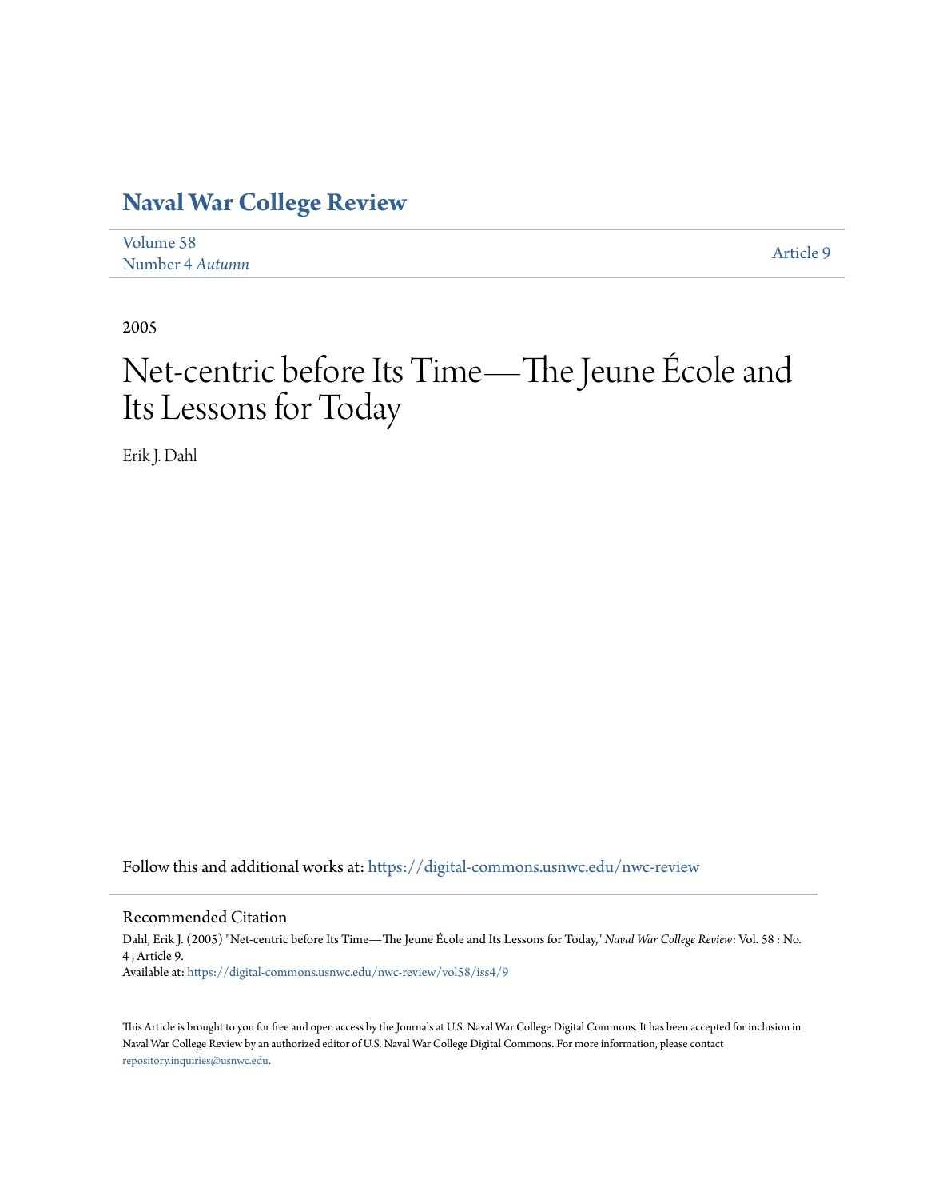# Naval War College Review

Volume 58
Number 4 *Autumn*

Article 9

2005

# Net-centric before Its Time—The Jeune École and Its Lessons for Today

Erik J. Dahl

Follow this and additional works at: https://digital-commons.usnwc.edu/nwc-review

## Recommended Citation

Dahl, Erik J. (2005) "Net-centric before Its Time—The Jeune École and Its Lessons for Today," *Naval War College Review*: Vol. 58 : No. 4 , Article 9.
Available at: https://digital-commons.usnwc.edu/nwc-review/vol58/iss4/9

This Article is brought to you for free and open access by the Journals at U.S. Naval War College Digital Commons. It has been accepted for inclusion in Naval War College Review by an authorized editor of U.S. Naval War College Digital Commons. For more information, please contact repository.inquiries@usnwc.edu.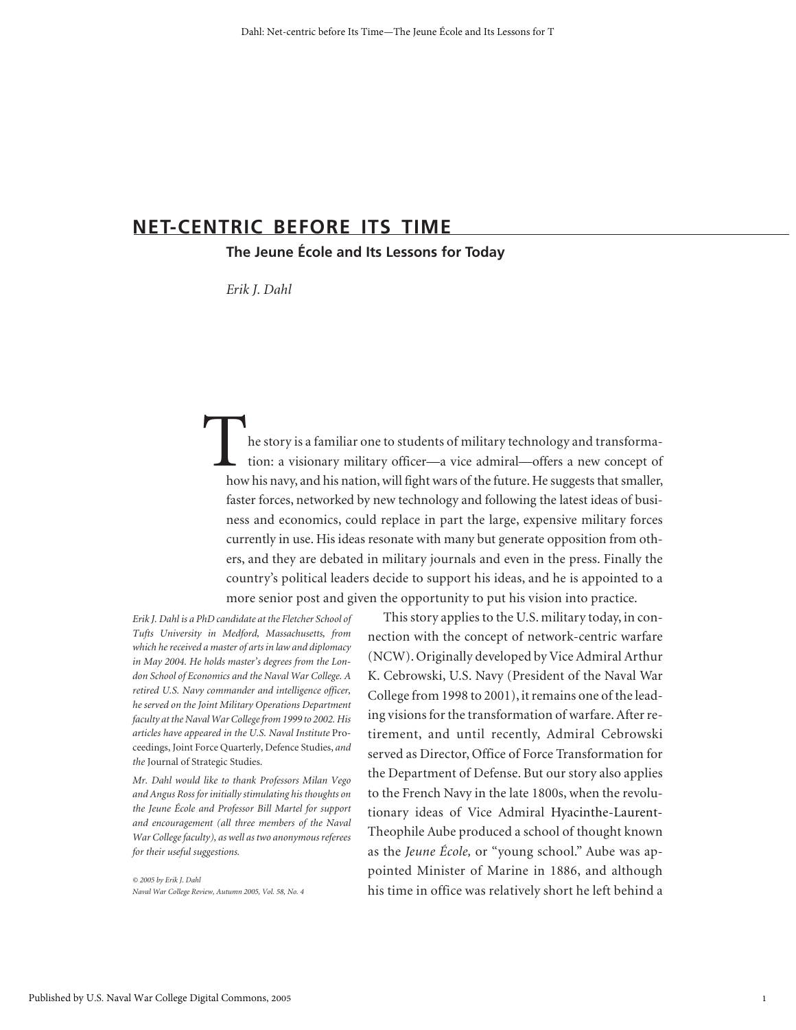# NET-CENTRIC BEFORE ITS TIME

## The Jeune École and Its Lessons for Today

*Erik J. Dahl*

The story is a familiar one to students of military technology and transformation: a visionary military officer—a vice admiral—offers a new concept of how his navy, and his nation, will fight wars of the future. He suggests that smaller, faster forces, networked by new technology and following the latest ideas of business and economics, could replace in part the large, expensive military forces currently in use. His ideas resonate with many but generate opposition from others, and they are debated in military journals and even in the press. Finally the country's political leaders decide to support his ideas, and he is appointed to a more senior post and given the opportunity to put his vision into practice.

This story applies to the U.S. military today, in connection with the concept of network-centric warfare (NCW). Originally developed by Vice Admiral Arthur K. Cebrowski, U.S. Navy (President of the Naval War College from 1998 to 2001), it remains one of the leading visions for the transformation of warfare. After retirement, and until recently, Admiral Cebrowski served as Director, Office of Force Transformation for the Department of Defense. But our story also applies to the French Navy in the late 1800s, when the revolutionary ideas of Vice Admiral Hyacinthe-Laurent-Theophile Aube produced a school of thought known as the *Jeune École,* or "young school." Aube was appointed Minister of Marine in 1886, and although his time in office was relatively short he left behind a

*Erik J. Dahl is a PhD candidate at the Fletcher School of Tufts University in Medford, Massachusetts, from which he received a master of arts in law and diplomacy in May 2004. He holds master's degrees from the London School of Economics and the Naval War College. A retired U.S. Navy commander and intelligence officer, he served on the Joint Military Operations Department faculty at the Naval War College from 1999 to 2002. His articles have appeared in the U.S. Naval Institute* Proceedings, Joint Force Quarterly, Defence Studies, *and the* Journal of Strategic Studies.

*Mr. Dahl would like to thank Professors Milan Vego and Angus Ross for initially stimulating his thoughts on the Jeune École and Professor Bill Martel for support and encouragement (all three members of the Naval War College faculty), as well as two anonymous referees for their useful suggestions.*

*© 2005 by Erik J. Dahl*
*Naval War College Review, Autumn 2005, Vol. 58, No. 4*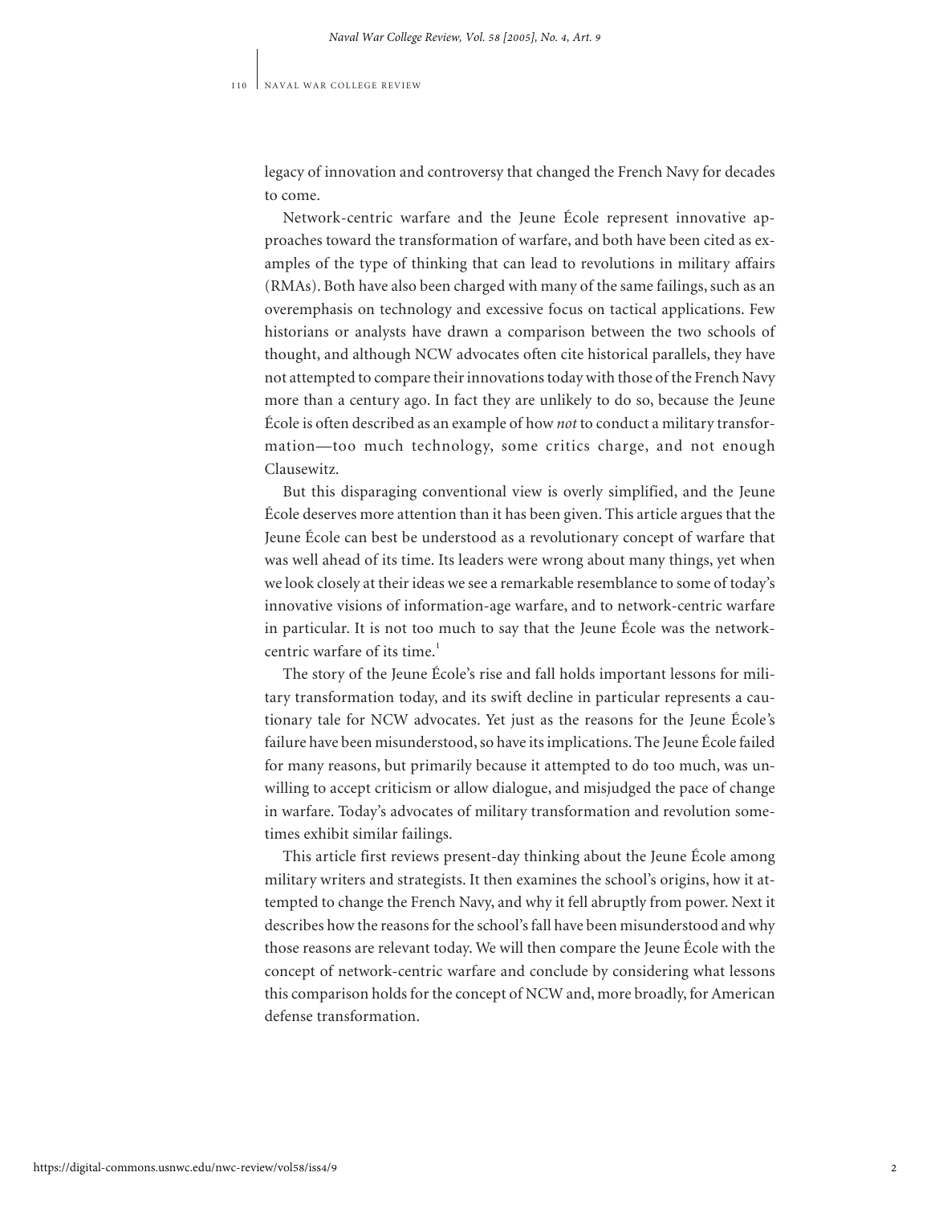legacy of innovation and controversy that changed the French Navy for decades to come.

Network-centric warfare and the Jeune École represent innovative approaches toward the transformation of warfare, and both have been cited as examples of the type of thinking that can lead to revolutions in military affairs (RMAs). Both have also been charged with many of the same failings, such as an overemphasis on technology and excessive focus on tactical applications. Few historians or analysts have drawn a comparison between the two schools of thought, and although NCW advocates often cite historical parallels, they have not attempted to compare their innovations today with those of the French Navy more than a century ago. In fact they are unlikely to do so, because the Jeune École is often described as an example of how *not* to conduct a military transformation—too much technology, some critics charge, and not enough Clausewitz.

But this disparaging conventional view is overly simplified, and the Jeune École deserves more attention than it has been given. This article argues that the Jeune École can best be understood as a revolutionary concept of warfare that was well ahead of its time. Its leaders were wrong about many things, yet when we look closely at their ideas we see a remarkable resemblance to some of today's innovative visions of information-age warfare, and to network-centric warfare in particular. It is not too much to say that the Jeune École was the network-centric warfare of its time.[1]

The story of the Jeune École's rise and fall holds important lessons for military transformation today, and its swift decline in particular represents a cautionary tale for NCW advocates. Yet just as the reasons for the Jeune École's failure have been misunderstood, so have its implications. The Jeune École failed for many reasons, but primarily because it attempted to do too much, was unwilling to accept criticism or allow dialogue, and misjudged the pace of change in warfare. Today's advocates of military transformation and revolution sometimes exhibit similar failings.

This article first reviews present-day thinking about the Jeune École among military writers and strategists. It then examines the school's origins, how it attempted to change the French Navy, and why it fell abruptly from power. Next it describes how the reasons for the school's fall have been misunderstood and why those reasons are relevant today. We will then compare the Jeune École with the concept of network-centric warfare and conclude by considering what lessons this comparison holds for the concept of NCW and, more broadly, for American defense transformation.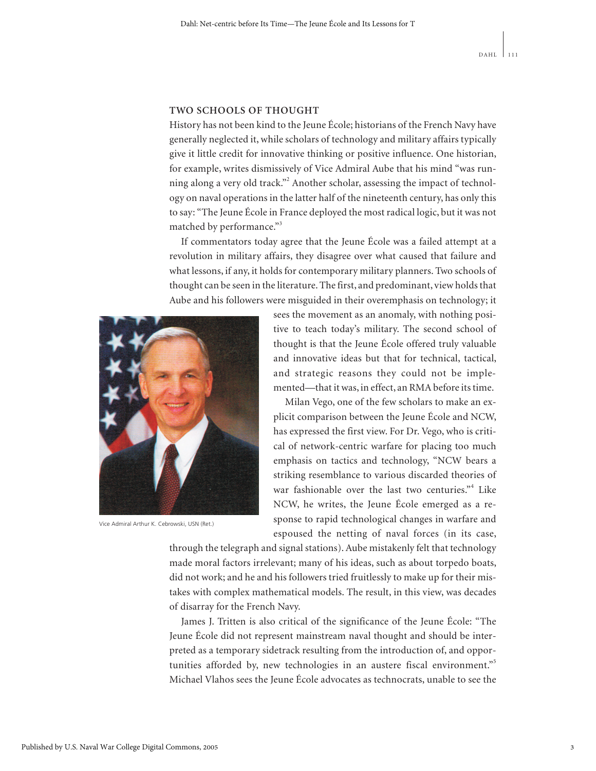## TWO SCHOOLS OF THOUGHT

History has not been kind to the Jeune École; historians of the French Navy have generally neglected it, while scholars of technology and military affairs typically give it little credit for innovative thinking or positive influence. One historian, for example, writes dismissively of Vice Admiral Aube that his mind "was running along a very old track."[2] Another scholar, assessing the impact of technology on naval operations in the latter half of the nineteenth century, has only this to say: "The Jeune École in France deployed the most radical logic, but it was not matched by performance."[3]

If commentators today agree that the Jeune École was a failed attempt at a revolution in military affairs, they disagree over what caused that failure and what lessons, if any, it holds for contemporary military planners. Two schools of thought can be seen in the literature. The first, and predominant, view holds that Aube and his followers were misguided in their overemphasis on technology; it sees the movement as an anomaly, with nothing positive to teach today's military. The second school of thought is that the Jeune École offered truly valuable and innovative ideas but that for technical, tactical, and strategic reasons they could not be implemented—that it was, in effect, an RMA before its time.

Vice Admiral Arthur K. Cebrowski, USN (Ret.)

Milan Vego, one of the few scholars to make an explicit comparison between the Jeune École and NCW, has expressed the first view. For Dr. Vego, who is critical of network-centric warfare for placing too much emphasis on tactics and technology, "NCW bears a striking resemblance to various discarded theories of war fashionable over the last two centuries."[4] Like NCW, he writes, the Jeune École emerged as a response to rapid technological changes in warfare and espoused the netting of naval forces (in its case, through the telegraph and signal stations). Aube mistakenly felt that technology made moral factors irrelevant; many of his ideas, such as about torpedo boats, did not work; and he and his followers tried fruitlessly to make up for their mistakes with complex mathematical models. The result, in this view, was decades of disarray for the French Navy.

James J. Tritten is also critical of the significance of the Jeune École: "The Jeune École did not represent mainstream naval thought and should be interpreted as a temporary sidetrack resulting from the introduction of, and opportunities afforded by, new technologies in an austere fiscal environment."[5] Michael Vlahos sees the Jeune École advocates as technocrats, unable to see the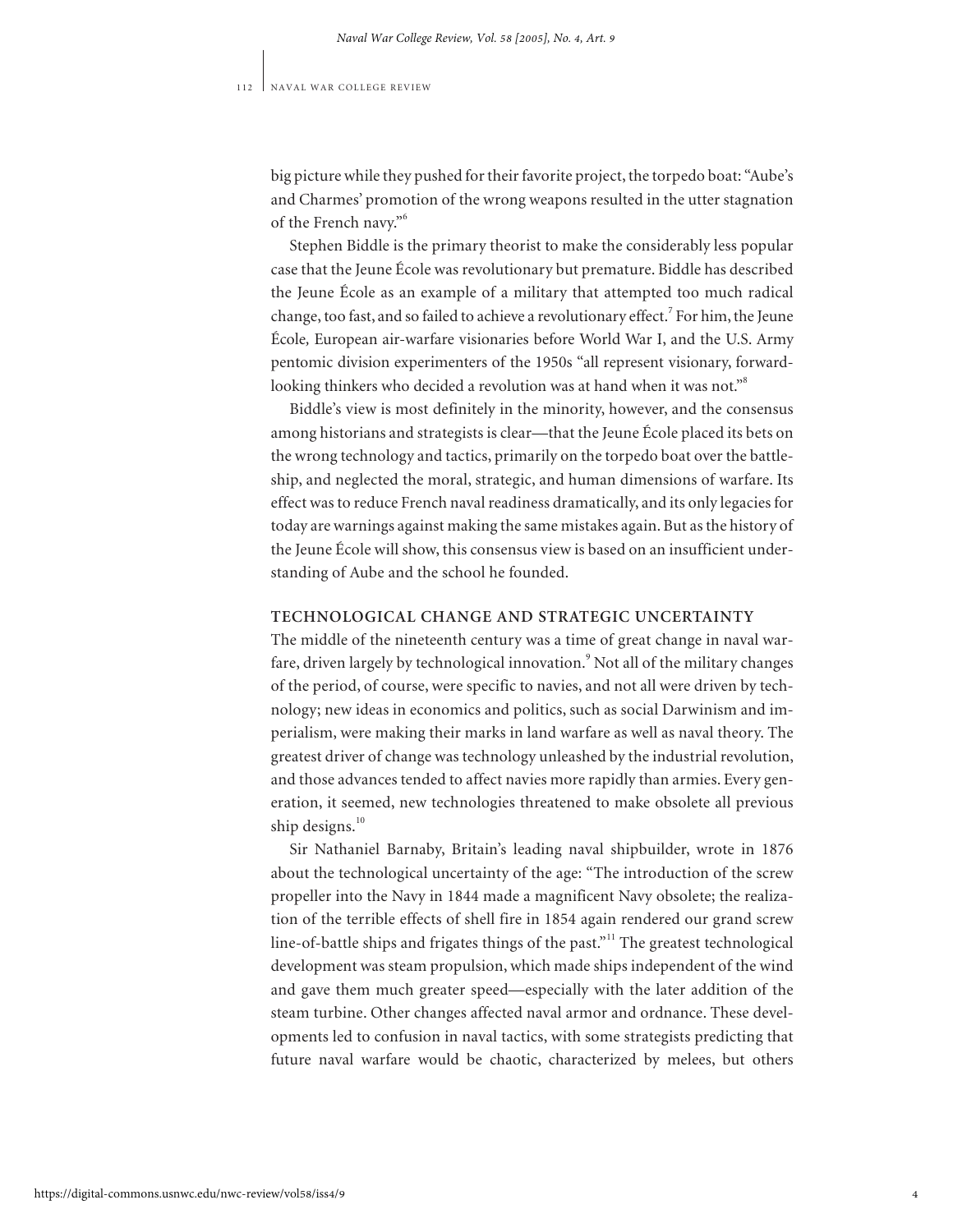big picture while they pushed for their favorite project, the torpedo boat: "Aube's and Charmes' promotion of the wrong weapons resulted in the utter stagnation of the French navy."[6]

Stephen Biddle is the primary theorist to make the considerably less popular case that the Jeune École was revolutionary but premature. Biddle has described the Jeune École as an example of a military that attempted too much radical change, too fast, and so failed to achieve a revolutionary effect.[7] For him, the Jeune École, European air-warfare visionaries before World War I, and the U.S. Army pentomic division experimenters of the 1950s "all represent visionary, forward-looking thinkers who decided a revolution was at hand when it was not."[8]

Biddle's view is most definitely in the minority, however, and the consensus among historians and strategists is clear—that the Jeune École placed its bets on the wrong technology and tactics, primarily on the torpedo boat over the battleship, and neglected the moral, strategic, and human dimensions of warfare. Its effect was to reduce French naval readiness dramatically, and its only legacies for today are warnings against making the same mistakes again. But as the history of the Jeune École will show, this consensus view is based on an insufficient understanding of Aube and the school he founded.

## TECHNOLOGICAL CHANGE AND STRATEGIC UNCERTAINTY

The middle of the nineteenth century was a time of great change in naval warfare, driven largely by technological innovation.[9] Not all of the military changes of the period, of course, were specific to navies, and not all were driven by technology; new ideas in economics and politics, such as social Darwinism and imperialism, were making their marks in land warfare as well as naval theory. The greatest driver of change was technology unleashed by the industrial revolution, and those advances tended to affect navies more rapidly than armies. Every generation, it seemed, new technologies threatened to make obsolete all previous ship designs.[10]

Sir Nathaniel Barnaby, Britain's leading naval shipbuilder, wrote in 1876 about the technological uncertainty of the age: "The introduction of the screw propeller into the Navy in 1844 made a magnificent Navy obsolete; the realization of the terrible effects of shell fire in 1854 again rendered our grand screw line-of-battle ships and frigates things of the past."[11] The greatest technological development was steam propulsion, which made ships independent of the wind and gave them much greater speed—especially with the later addition of the steam turbine. Other changes affected naval armor and ordnance. These developments led to confusion in naval tactics, with some strategists predicting that future naval warfare would be chaotic, characterized by melees, but others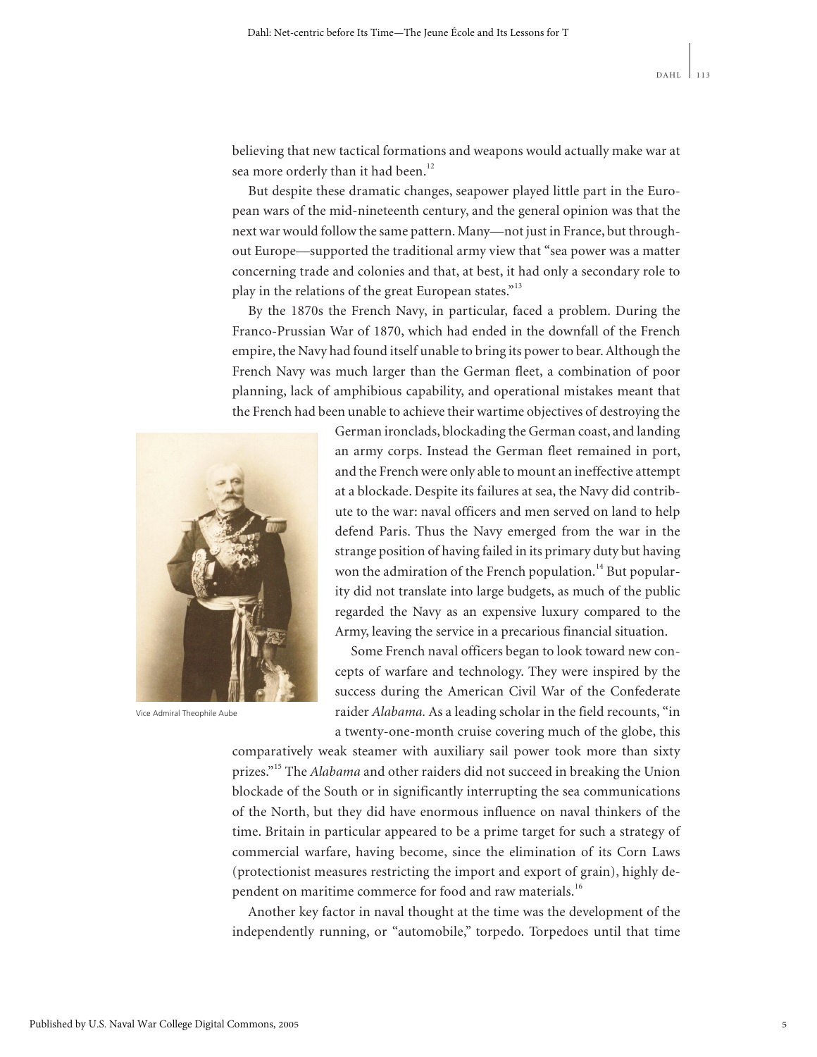believing that new tactical formations and weapons would actually make war at sea more orderly than it had been.[12]

But despite these dramatic changes, seapower played little part in the European wars of the mid-nineteenth century, and the general opinion was that the next war would follow the same pattern. Many—not just in France, but throughout Europe—supported the traditional army view that "sea power was a matter concerning trade and colonies and that, at best, it had only a secondary role to play in the relations of the great European states."[13]

By the 1870s the French Navy, in particular, faced a problem. During the Franco-Prussian War of 1870, which had ended in the downfall of the French empire, the Navy had found itself unable to bring its power to bear. Although the French Navy was much larger than the German fleet, a combination of poor planning, lack of amphibious capability, and operational mistakes meant that the French had been unable to achieve their wartime objectives of destroying the German ironclads, blockading the German coast, and landing an army corps. Instead the German fleet remained in port, and the French were only able to mount an ineffective attempt at a blockade. Despite its failures at sea, the Navy did contribute to the war: naval officers and men served on land to help defend Paris. Thus the Navy emerged from the war in the strange position of having failed in its primary duty but having won the admiration of the French population.[14] But popularity did not translate into large budgets, as much of the public regarded the Navy as an expensive luxury compared to the Army, leaving the service in a precarious financial situation.

Vice Admiral Theophile Aube

Some French naval officers began to look toward new concepts of warfare and technology. They were inspired by the success during the American Civil War of the Confederate raider *Alabama.* As a leading scholar in the field recounts, "in a twenty-one-month cruise covering much of the globe, this comparatively weak steamer with auxiliary sail power took more than sixty prizes."[15] The *Alabama* and other raiders did not succeed in breaking the Union blockade of the South or in significantly interrupting the sea communications of the North, but they did have enormous influence on naval thinkers of the time. Britain in particular appeared to be a prime target for such a strategy of commercial warfare, having become, since the elimination of its Corn Laws (protectionist measures restricting the import and export of grain), highly dependent on maritime commerce for food and raw materials.[16]

Another key factor in naval thought at the time was the development of the independently running, or "automobile," torpedo. Torpedoes until that time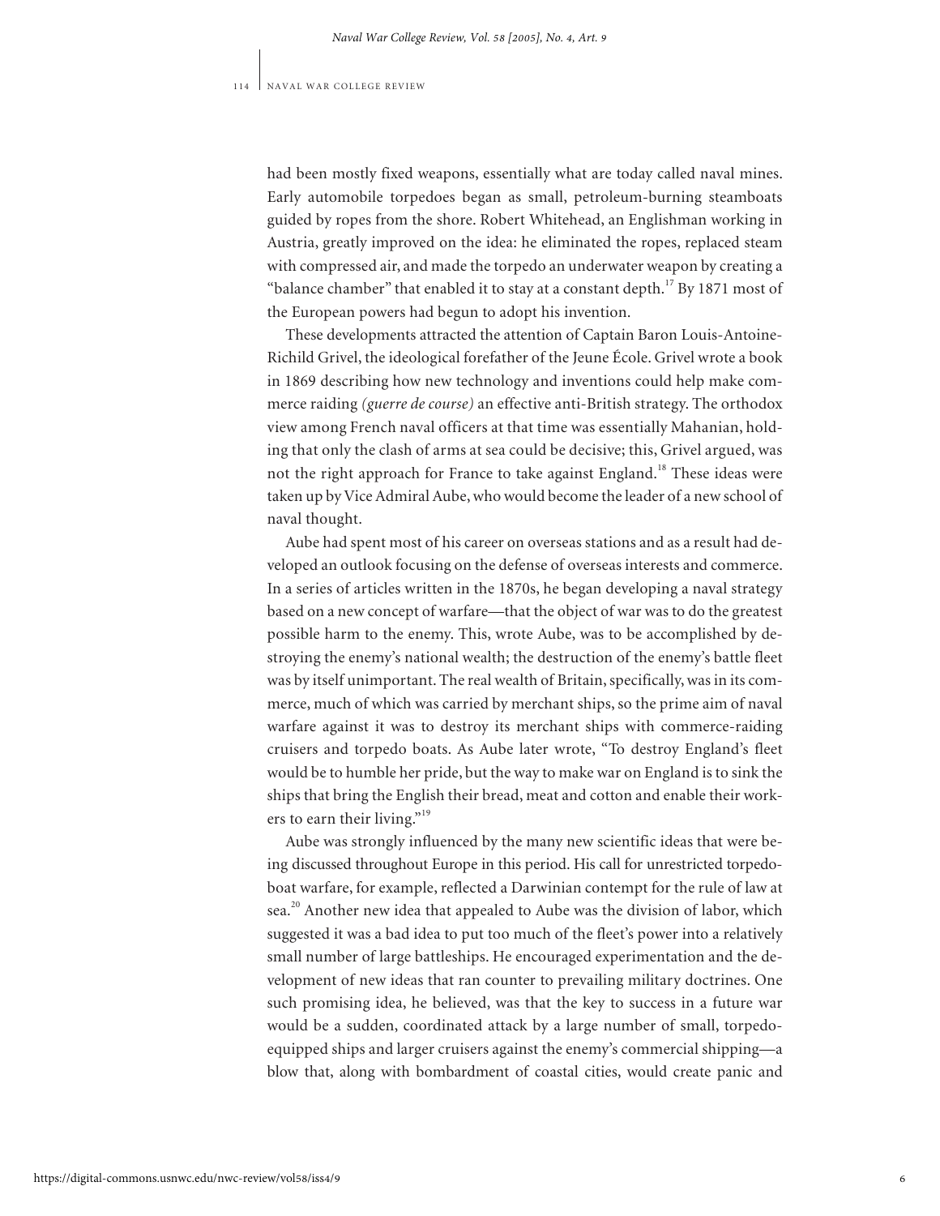had been mostly fixed weapons, essentially what are today called naval mines. Early automobile torpedoes began as small, petroleum-burning steamboats guided by ropes from the shore. Robert Whitehead, an Englishman working in Austria, greatly improved on the idea: he eliminated the ropes, replaced steam with compressed air, and made the torpedo an underwater weapon by creating a "balance chamber" that enabled it to stay at a constant depth.[17] By 1871 most of the European powers had begun to adopt his invention.

These developments attracted the attention of Captain Baron Louis-Antoine-Richild Grivel, the ideological forefather of the Jeune École. Grivel wrote a book in 1869 describing how new technology and inventions could help make commerce raiding *(guerre de course)* an effective anti-British strategy. The orthodox view among French naval officers at that time was essentially Mahanian, holding that only the clash of arms at sea could be decisive; this, Grivel argued, was not the right approach for France to take against England.[18] These ideas were taken up by Vice Admiral Aube, who would become the leader of a new school of naval thought.

Aube had spent most of his career on overseas stations and as a result had developed an outlook focusing on the defense of overseas interests and commerce. In a series of articles written in the 1870s, he began developing a naval strategy based on a new concept of warfare—that the object of war was to do the greatest possible harm to the enemy. This, wrote Aube, was to be accomplished by destroying the enemy's national wealth; the destruction of the enemy's battle fleet was by itself unimportant. The real wealth of Britain, specifically, was in its commerce, much of which was carried by merchant ships, so the prime aim of naval warfare against it was to destroy its merchant ships with commerce-raiding cruisers and torpedo boats. As Aube later wrote, "To destroy England's fleet would be to humble her pride, but the way to make war on England is to sink the ships that bring the English their bread, meat and cotton and enable their workers to earn their living."[19]

Aube was strongly influenced by the many new scientific ideas that were being discussed throughout Europe in this period. His call for unrestricted torpedo-boat warfare, for example, reflected a Darwinian contempt for the rule of law at sea.[20] Another new idea that appealed to Aube was the division of labor, which suggested it was a bad idea to put too much of the fleet's power into a relatively small number of large battleships. He encouraged experimentation and the development of new ideas that ran counter to prevailing military doctrines. One such promising idea, he believed, was that the key to success in a future war would be a sudden, coordinated attack by a large number of small, torpedo-equipped ships and larger cruisers against the enemy's commercial shipping—a blow that, along with bombardment of coastal cities, would create panic and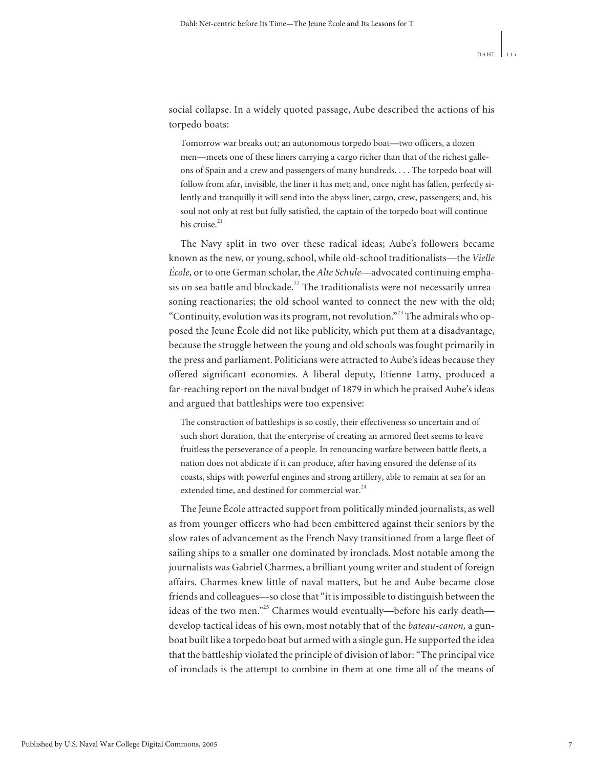social collapse. In a widely quoted passage, Aube described the actions of his torpedo boats:

> Tomorrow war breaks out; an autonomous torpedo boat—two officers, a dozen men—meets one of these liners carrying a cargo richer than that of the richest galleons of Spain and a crew and passengers of many hundreds. . . . The torpedo boat will follow from afar, invisible, the liner it has met; and, once night has fallen, perfectly silently and tranquilly it will send into the abyss liner, cargo, crew, passengers; and, his soul not only at rest but fully satisfied, the captain of the torpedo boat will continue his cruise.[21]

The Navy split in two over these radical ideas; Aube's followers became known as the new, or young, school, while old-school traditionalists—the *Vielle École,* or to one German scholar, the *Alte Schule*—advocated continuing emphasis on sea battle and blockade.[22] The traditionalists were not necessarily unreasoning reactionaries; the old school wanted to connect the new with the old; "Continuity, evolution was its program, not revolution."[23] The admirals who opposed the Jeune École did not like publicity, which put them at a disadvantage, because the struggle between the young and old schools was fought primarily in the press and parliament. Politicians were attracted to Aube's ideas because they offered significant economies. A liberal deputy, Etienne Lamy, produced a far-reaching report on the naval budget of 1879 in which he praised Aube's ideas and argued that battleships were too expensive:

> The construction of battleships is so costly, their effectiveness so uncertain and of such short duration, that the enterprise of creating an armored fleet seems to leave fruitless the perseverance of a people. In renouncing warfare between battle fleets, a nation does not abdicate if it can produce, after having ensured the defense of its coasts, ships with powerful engines and strong artillery, able to remain at sea for an extended time, and destined for commercial war.[24]

The Jeune École attracted support from politically minded journalists, as well as from younger officers who had been embittered against their seniors by the slow rates of advancement as the French Navy transitioned from a large fleet of sailing ships to a smaller one dominated by ironclads. Most notable among the journalists was Gabriel Charmes, a brilliant young writer and student of foreign affairs. Charmes knew little of naval matters, but he and Aube became close friends and colleagues—so close that "it is impossible to distinguish between the ideas of the two men."[25] Charmes would eventually—before his early death—develop tactical ideas of his own, most notably that of the *bateau-canon,* a gunboat built like a torpedo boat but armed with a single gun. He supported the idea that the battleship violated the principle of division of labor: "The principal vice of ironclads is the attempt to combine in them at one time all of the means of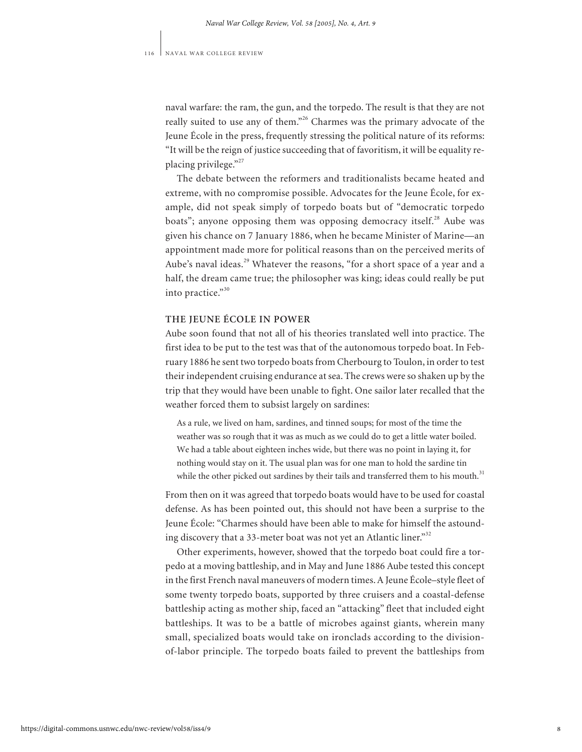naval warfare: the ram, the gun, and the torpedo. The result is that they are not really suited to use any of them."[26] Charmes was the primary advocate of the Jeune École in the press, frequently stressing the political nature of its reforms: "It will be the reign of justice succeeding that of favoritism, it will be equality replacing privilege."[27]

The debate between the reformers and traditionalists became heated and extreme, with no compromise possible. Advocates for the Jeune École, for example, did not speak simply of torpedo boats but of "democratic torpedo boats"; anyone opposing them was opposing democracy itself.[28] Aube was given his chance on 7 January 1886, when he became Minister of Marine—an appointment made more for political reasons than on the perceived merits of Aube's naval ideas.[29] Whatever the reasons, "for a short space of a year and a half, the dream came true; the philosopher was king; ideas could really be put into practice."[30]

## THE JEUNE ÉCOLE IN POWER

Aube soon found that not all of his theories translated well into practice. The first idea to be put to the test was that of the autonomous torpedo boat. In February 1886 he sent two torpedo boats from Cherbourg to Toulon, in order to test their independent cruising endurance at sea. The crews were so shaken up by the trip that they would have been unable to fight. One sailor later recalled that the weather forced them to subsist largely on sardines:

> As a rule, we lived on ham, sardines, and tinned soups; for most of the time the weather was so rough that it was as much as we could do to get a little water boiled. We had a table about eighteen inches wide, but there was no point in laying it, for nothing would stay on it. The usual plan was for one man to hold the sardine tin while the other picked out sardines by their tails and transferred them to his mouth.[31]

From then on it was agreed that torpedo boats would have to be used for coastal defense. As has been pointed out, this should not have been a surprise to the Jeune École: "Charmes should have been able to make for himself the astounding discovery that a 33-meter boat was not yet an Atlantic liner."[32]

Other experiments, however, showed that the torpedo boat could fire a torpedo at a moving battleship, and in May and June 1886 Aube tested this concept in the first French naval maneuvers of modern times. A Jeune École–style fleet of some twenty torpedo boats, supported by three cruisers and a coastal-defense battleship acting as mother ship, faced an "attacking" fleet that included eight battleships. It was to be a battle of microbes against giants, wherein many small, specialized boats would take on ironclads according to the division-of-labor principle. The torpedo boats failed to prevent the battleships from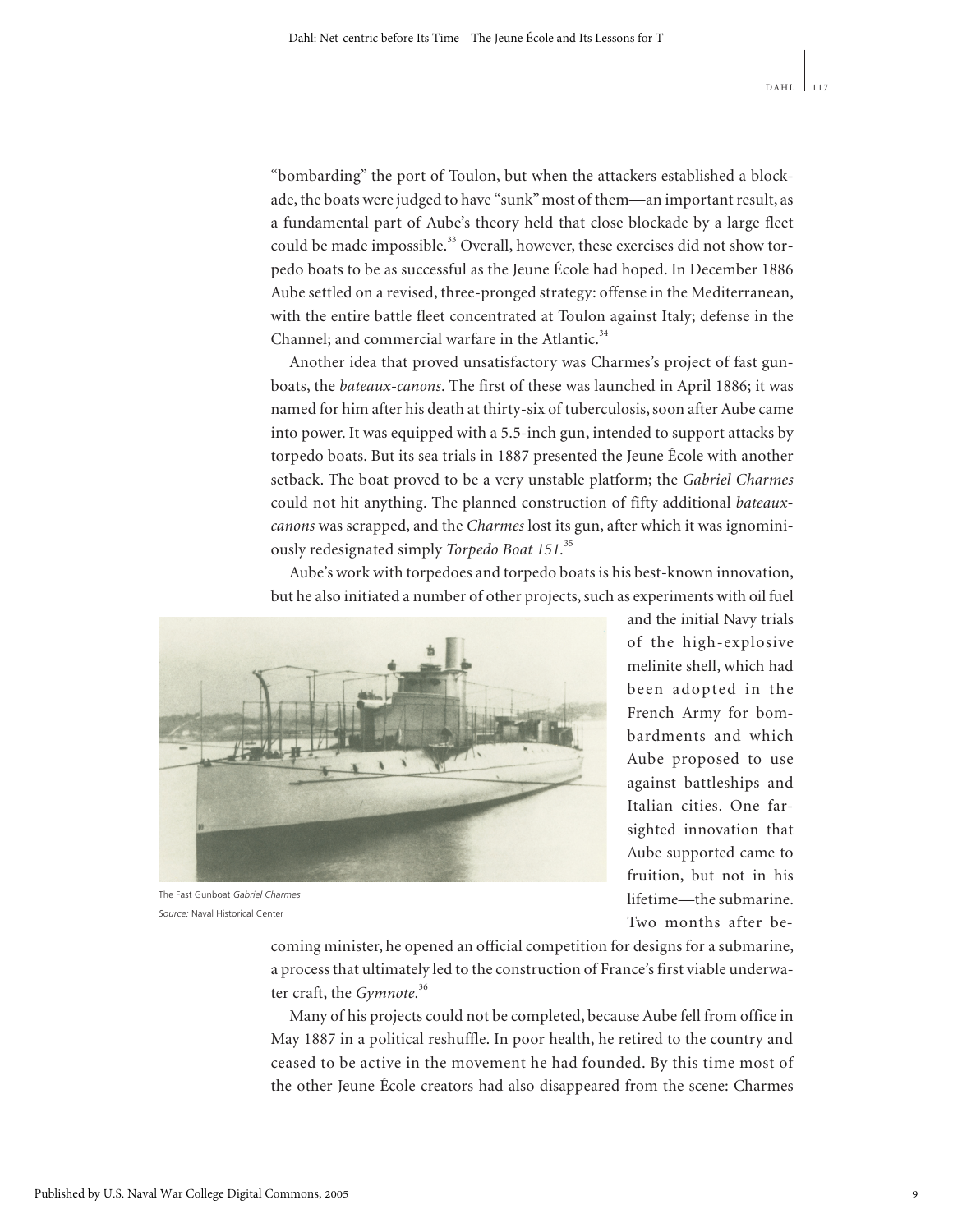“bombarding” the port of Toulon, but when the attackers established a blockade, the boats were judged to have “sunk” most of them—an important result, as a fundamental part of Aube’s theory held that close blockade by a large fleet could be made impossible.[33] Overall, however, these exercises did not show torpedo boats to be as successful as the Jeune École had hoped. In December 1886 Aube settled on a revised, three-pronged strategy: offense in the Mediterranean, with the entire battle fleet concentrated at Toulon against Italy; defense in the Channel; and commercial warfare in the Atlantic.[34]

Another idea that proved unsatisfactory was Charmes’s project of fast gunboats, the *bateaux-canons*. The first of these was launched in April 1886; it was named for him after his death at thirty-six of tuberculosis, soon after Aube came into power. It was equipped with a 5.5-inch gun, intended to support attacks by torpedo boats. But its sea trials in 1887 presented the Jeune École with another setback. The boat proved to be a very unstable platform; the *Gabriel Charmes* could not hit anything. The planned construction of fifty additional *bateaux-canons* was scrapped, and the *Charmes* lost its gun, after which it was ignominiously redesignated simply *Torpedo Boat 151*.[35]

Aube’s work with torpedoes and torpedo boats is his best-known innovation, but he also initiated a number of other projects, such as experiments with oil fuel and the initial Navy trials of the high-explosive melinite shell, which had been adopted in the French Army for bombardments and which Aube proposed to use against battleships and Italian cities. One far-sighted innovation that Aube supported came to fruition, but not in his lifetime—the submarine. Two months after becoming minister, he opened an official competition for designs for a submarine, a process that ultimately led to the construction of France’s first viable underwater craft, the *Gymnote*.[36]

The Fast Gunboat *Gabriel Charmes*
*Source:* Naval Historical Center

Many of his projects could not be completed, because Aube fell from office in May 1887 in a political reshuffle. In poor health, he retired to the country and ceased to be active in the movement he had founded. By this time most of the other Jeune École creators had also disappeared from the scene: Charmes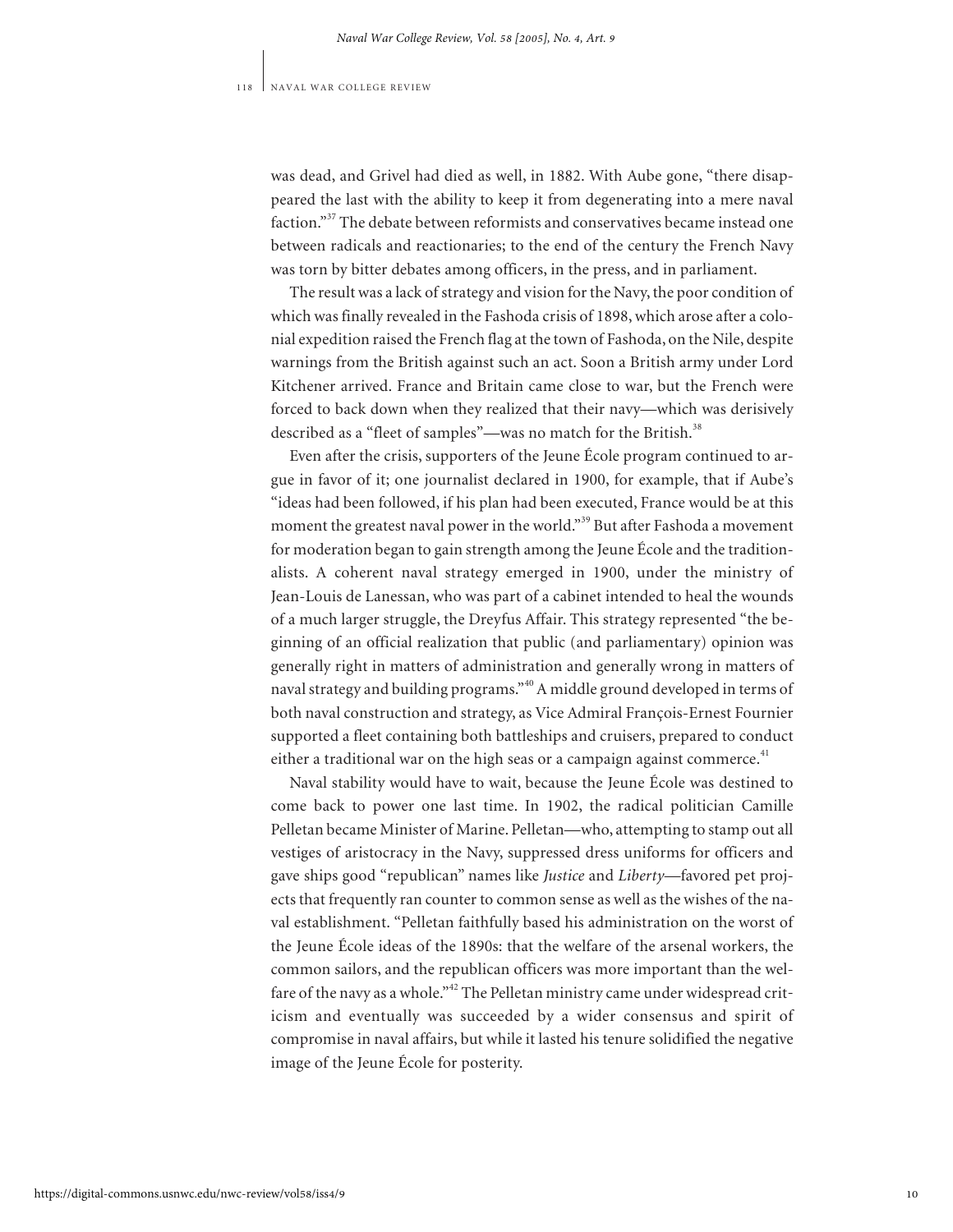was dead, and Grivel had died as well, in 1882. With Aube gone, "there disappeared the last with the ability to keep it from degenerating into a mere naval faction."[37] The debate between reformists and conservatives became instead one between radicals and reactionaries; to the end of the century the French Navy was torn by bitter debates among officers, in the press, and in parliament.

The result was a lack of strategy and vision for the Navy, the poor condition of which was finally revealed in the Fashoda crisis of 1898, which arose after a colonial expedition raised the French flag at the town of Fashoda, on the Nile, despite warnings from the British against such an act. Soon a British army under Lord Kitchener arrived. France and Britain came close to war, but the French were forced to back down when they realized that their navy—which was derisively described as a "fleet of samples"—was no match for the British.[38]

Even after the crisis, supporters of the Jeune École program continued to argue in favor of it; one journalist declared in 1900, for example, that if Aube's "ideas had been followed, if his plan had been executed, France would be at this moment the greatest naval power in the world."[39] But after Fashoda a movement for moderation began to gain strength among the Jeune École and the traditionalists. A coherent naval strategy emerged in 1900, under the ministry of Jean-Louis de Lanessan, who was part of a cabinet intended to heal the wounds of a much larger struggle, the Dreyfus Affair. This strategy represented "the beginning of an official realization that public (and parliamentary) opinion was generally right in matters of administration and generally wrong in matters of naval strategy and building programs."[40] A middle ground developed in terms of both naval construction and strategy, as Vice Admiral François-Ernest Fournier supported a fleet containing both battleships and cruisers, prepared to conduct either a traditional war on the high seas or a campaign against commerce.[41]

Naval stability would have to wait, because the Jeune École was destined to come back to power one last time. In 1902, the radical politician Camille Pelletan became Minister of Marine. Pelletan—who, attempting to stamp out all vestiges of aristocracy in the Navy, suppressed dress uniforms for officers and gave ships good "republican" names like *Justice* and *Liberty*—favored pet projects that frequently ran counter to common sense as well as the wishes of the naval establishment. "Pelletan faithfully based his administration on the worst of the Jeune École ideas of the 1890s: that the welfare of the arsenal workers, the common sailors, and the republican officers was more important than the welfare of the navy as a whole."[42] The Pelletan ministry came under widespread criticism and eventually was succeeded by a wider consensus and spirit of compromise in naval affairs, but while it lasted his tenure solidified the negative image of the Jeune École for posterity.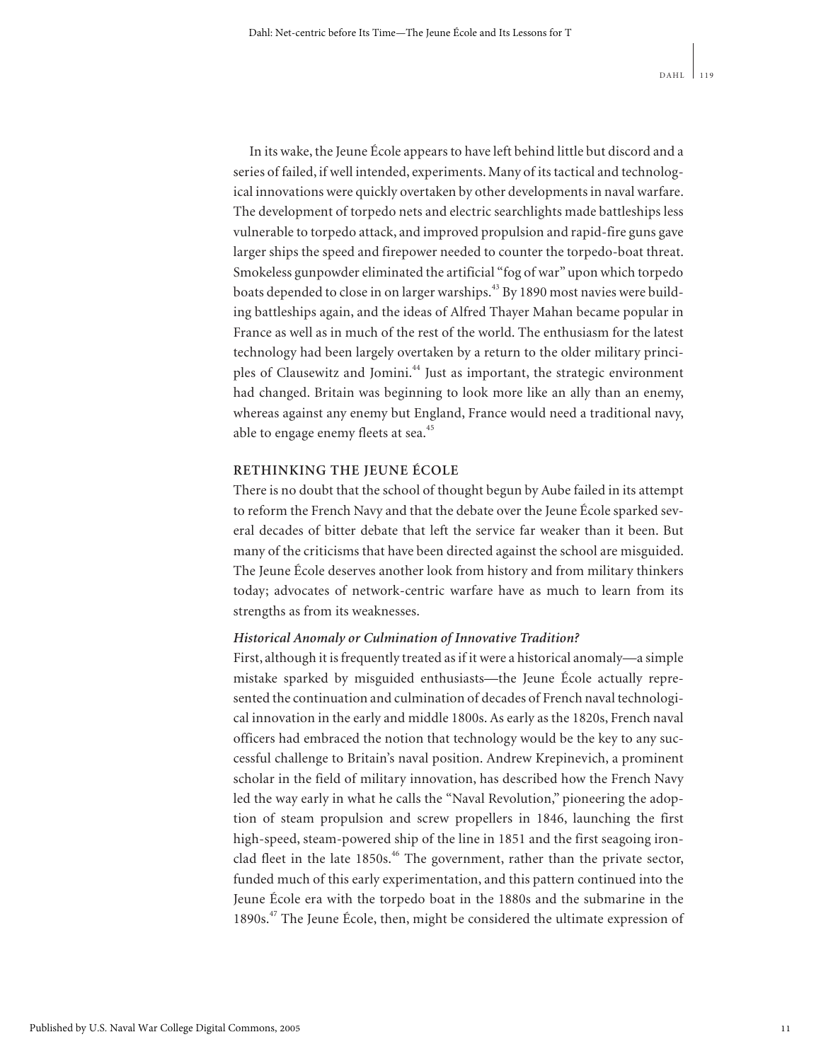In its wake, the Jeune École appears to have left behind little but discord and a series of failed, if well intended, experiments. Many of its tactical and technological innovations were quickly overtaken by other developments in naval warfare. The development of torpedo nets and electric searchlights made battleships less vulnerable to torpedo attack, and improved propulsion and rapid-fire guns gave larger ships the speed and firepower needed to counter the torpedo-boat threat. Smokeless gunpowder eliminated the artificial "fog of war" upon which torpedo boats depended to close in on larger warships.[43] By 1890 most navies were building battleships again, and the ideas of Alfred Thayer Mahan became popular in France as well as in much of the rest of the world. The enthusiasm for the latest technology had been largely overtaken by a return to the older military principles of Clausewitz and Jomini.[44] Just as important, the strategic environment had changed. Britain was beginning to look more like an ally than an enemy, whereas against any enemy but England, France would need a traditional navy, able to engage enemy fleets at sea.[45]

## RETHINKING THE JEUNE ÉCOLE

There is no doubt that the school of thought begun by Aube failed in its attempt to reform the French Navy and that the debate over the Jeune École sparked several decades of bitter debate that left the service far weaker than it been. But many of the criticisms that have been directed against the school are misguided. The Jeune École deserves another look from history and from military thinkers today; advocates of network-centric warfare have as much to learn from its strengths as from its weaknesses.

### *Historical Anomaly or Culmination of Innovative Tradition?*

First, although it is frequently treated as if it were a historical anomaly—a simple mistake sparked by misguided enthusiasts—the Jeune École actually represented the continuation and culmination of decades of French naval technological innovation in the early and middle 1800s. As early as the 1820s, French naval officers had embraced the notion that technology would be the key to any successful challenge to Britain's naval position. Andrew Krepinevich, a prominent scholar in the field of military innovation, has described how the French Navy led the way early in what he calls the "Naval Revolution," pioneering the adoption of steam propulsion and screw propellers in 1846, launching the first high-speed, steam-powered ship of the line in 1851 and the first seagoing ironclad fleet in the late 1850s.[46] The government, rather than the private sector, funded much of this early experimentation, and this pattern continued into the Jeune École era with the torpedo boat in the 1880s and the submarine in the 1890s.[47] The Jeune École, then, might be considered the ultimate expression of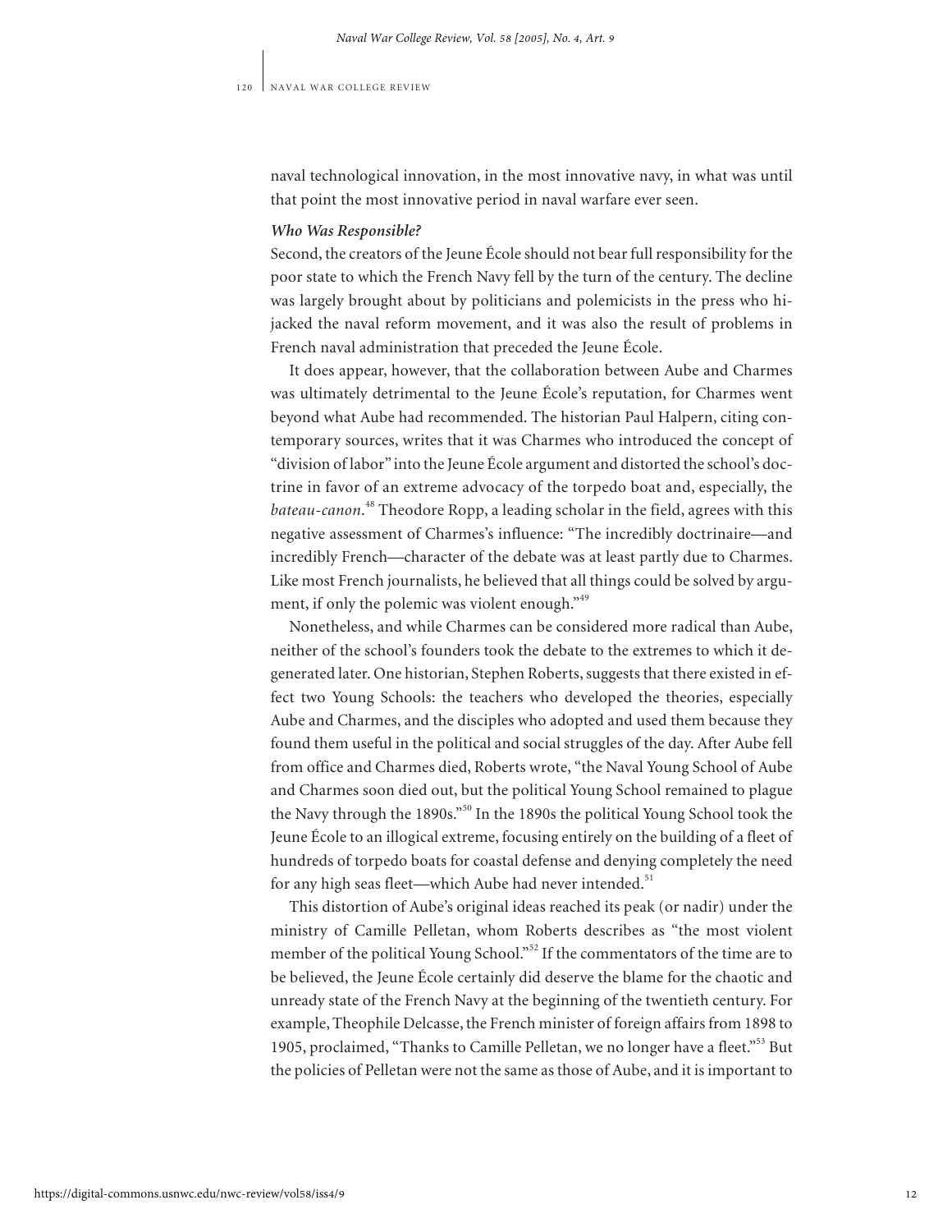naval technological innovation, in the most innovative navy, in what was until that point the most innovative period in naval warfare ever seen.

### *Who Was Responsible?*

Second, the creators of the Jeune École should not bear full responsibility for the poor state to which the French Navy fell by the turn of the century. The decline was largely brought about by politicians and polemicists in the press who hijacked the naval reform movement, and it was also the result of problems in French naval administration that preceded the Jeune École.

It does appear, however, that the collaboration between Aube and Charmes was ultimately detrimental to the Jeune École's reputation, for Charmes went beyond what Aube had recommended. The historian Paul Halpern, citing contemporary sources, writes that it was Charmes who introduced the concept of "division of labor" into the Jeune École argument and distorted the school's doctrine in favor of an extreme advocacy of the torpedo boat and, especially, the *bateau-canon*.[48] Theodore Ropp, a leading scholar in the field, agrees with this negative assessment of Charmes's influence: "The incredibly doctrinaire—and incredibly French—character of the debate was at least partly due to Charmes. Like most French journalists, he believed that all things could be solved by argument, if only the polemic was violent enough."[49]

Nonetheless, and while Charmes can be considered more radical than Aube, neither of the school's founders took the debate to the extremes to which it degenerated later. One historian, Stephen Roberts, suggests that there existed in effect two Young Schools: the teachers who developed the theories, especially Aube and Charmes, and the disciples who adopted and used them because they found them useful in the political and social struggles of the day. After Aube fell from office and Charmes died, Roberts wrote, "the Naval Young School of Aube and Charmes soon died out, but the political Young School remained to plague the Navy through the 1890s."[50] In the 1890s the political Young School took the Jeune École to an illogical extreme, focusing entirely on the building of a fleet of hundreds of torpedo boats for coastal defense and denying completely the need for any high seas fleet—which Aube had never intended.[51]

This distortion of Aube's original ideas reached its peak (or nadir) under the ministry of Camille Pelletan, whom Roberts describes as "the most violent member of the political Young School."[52] If the commentators of the time are to be believed, the Jeune École certainly did deserve the blame for the chaotic and unready state of the French Navy at the beginning of the twentieth century. For example, Theophile Delcasse, the French minister of foreign affairs from 1898 to 1905, proclaimed, "Thanks to Camille Pelletan, we no longer have a fleet."[53] But the policies of Pelletan were not the same as those of Aube, and it is important to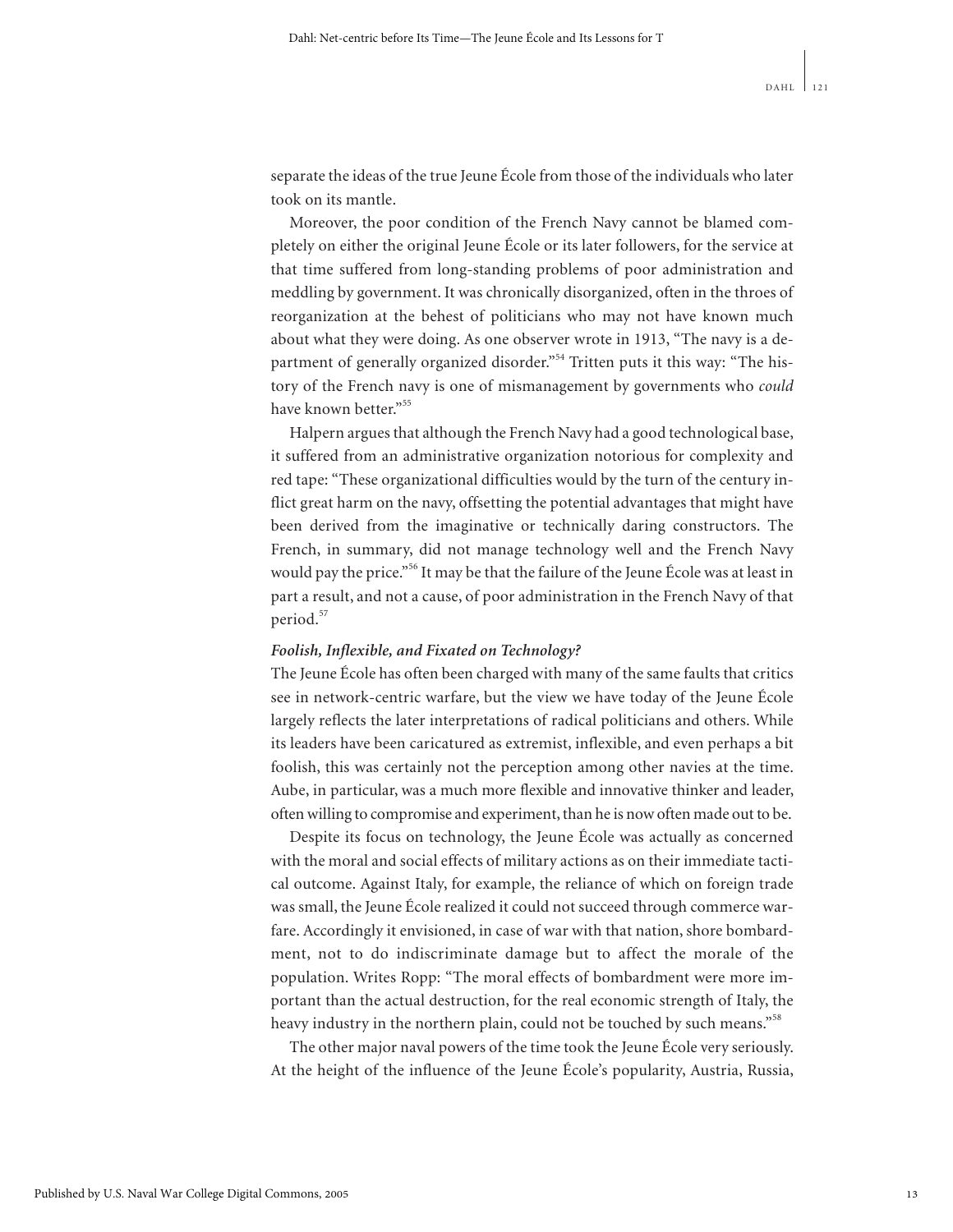separate the ideas of the true Jeune École from those of the individuals who later took on its mantle.

Moreover, the poor condition of the French Navy cannot be blamed completely on either the original Jeune École or its later followers, for the service at that time suffered from long-standing problems of poor administration and meddling by government. It was chronically disorganized, often in the throes of reorganization at the behest of politicians who may not have known much about what they were doing. As one observer wrote in 1913, "The navy is a department of generally organized disorder."[54] Tritten puts it this way: "The history of the French navy is one of mismanagement by governments who *could* have known better."[55]

Halpern argues that although the French Navy had a good technological base, it suffered from an administrative organization notorious for complexity and red tape: "These organizational difficulties would by the turn of the century inflict great harm on the navy, offsetting the potential advantages that might have been derived from the imaginative or technically daring constructors. The French, in summary, did not manage technology well and the French Navy would pay the price."[56] It may be that the failure of the Jeune École was at least in part a result, and not a cause, of poor administration in the French Navy of that period.[57]

### *Foolish, Inflexible, and Fixated on Technology?*

The Jeune École has often been charged with many of the same faults that critics see in network-centric warfare, but the view we have today of the Jeune École largely reflects the later interpretations of radical politicians and others. While its leaders have been caricatured as extremist, inflexible, and even perhaps a bit foolish, this was certainly not the perception among other navies at the time. Aube, in particular, was a much more flexible and innovative thinker and leader, often willing to compromise and experiment, than he is now often made out to be.

Despite its focus on technology, the Jeune École was actually as concerned with the moral and social effects of military actions as on their immediate tactical outcome. Against Italy, for example, the reliance of which on foreign trade was small, the Jeune École realized it could not succeed through commerce warfare. Accordingly it envisioned, in case of war with that nation, shore bombardment, not to do indiscriminate damage but to affect the morale of the population. Writes Ropp: "The moral effects of bombardment were more important than the actual destruction, for the real economic strength of Italy, the heavy industry in the northern plain, could not be touched by such means."[58]

The other major naval powers of the time took the Jeune École very seriously. At the height of the influence of the Jeune École's popularity, Austria, Russia,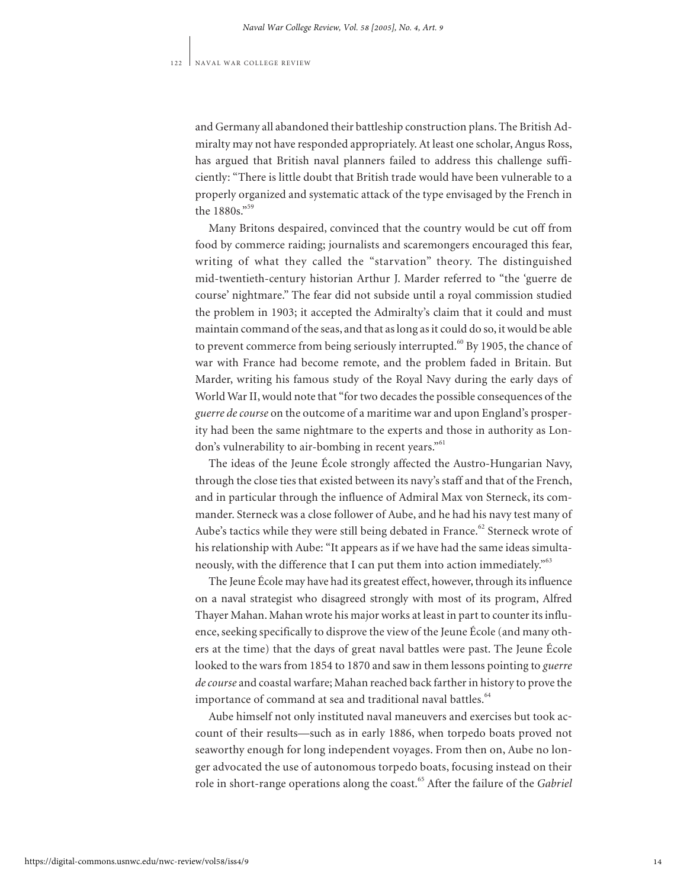and Germany all abandoned their battleship construction plans. The British Admiralty may not have responded appropriately. At least one scholar, Angus Ross, has argued that British naval planners failed to address this challenge sufficiently: "There is little doubt that British trade would have been vulnerable to a properly organized and systematic attack of the type envisaged by the French in the 1880s."[59]

Many Britons despaired, convinced that the country would be cut off from food by commerce raiding; journalists and scaremongers encouraged this fear, writing of what they called the "starvation" theory. The distinguished mid-twentieth-century historian Arthur J. Marder referred to "the 'guerre de course' nightmare." The fear did not subside until a royal commission studied the problem in 1903; it accepted the Admiralty's claim that it could and must maintain command of the seas, and that as long as it could do so, it would be able to prevent commerce from being seriously interrupted.[60] By 1905, the chance of war with France had become remote, and the problem faded in Britain. But Marder, writing his famous study of the Royal Navy during the early days of World War II, would note that "for two decades the possible consequences of the *guerre de course* on the outcome of a maritime war and upon England's prosperity had been the same nightmare to the experts and those in authority as London's vulnerability to air-bombing in recent years."[61]

The ideas of the Jeune École strongly affected the Austro-Hungarian Navy, through the close ties that existed between its navy's staff and that of the French, and in particular through the influence of Admiral Max von Sterneck, its commander. Sterneck was a close follower of Aube, and he had his navy test many of Aube's tactics while they were still being debated in France.[62] Sterneck wrote of his relationship with Aube: "It appears as if we have had the same ideas simultaneously, with the difference that I can put them into action immediately."[63]

The Jeune École may have had its greatest effect, however, through its influence on a naval strategist who disagreed strongly with most of its program, Alfred Thayer Mahan. Mahan wrote his major works at least in part to counter its influence, seeking specifically to disprove the view of the Jeune École (and many others at the time) that the days of great naval battles were past. The Jeune École looked to the wars from 1854 to 1870 and saw in them lessons pointing to *guerre de course* and coastal warfare; Mahan reached back farther in history to prove the importance of command at sea and traditional naval battles.[64]

Aube himself not only instituted naval maneuvers and exercises but took account of their results—such as in early 1886, when torpedo boats proved not seaworthy enough for long independent voyages. From then on, Aube no longer advocated the use of autonomous torpedo boats, focusing instead on their role in short-range operations along the coast.[65] After the failure of the *Gabriel*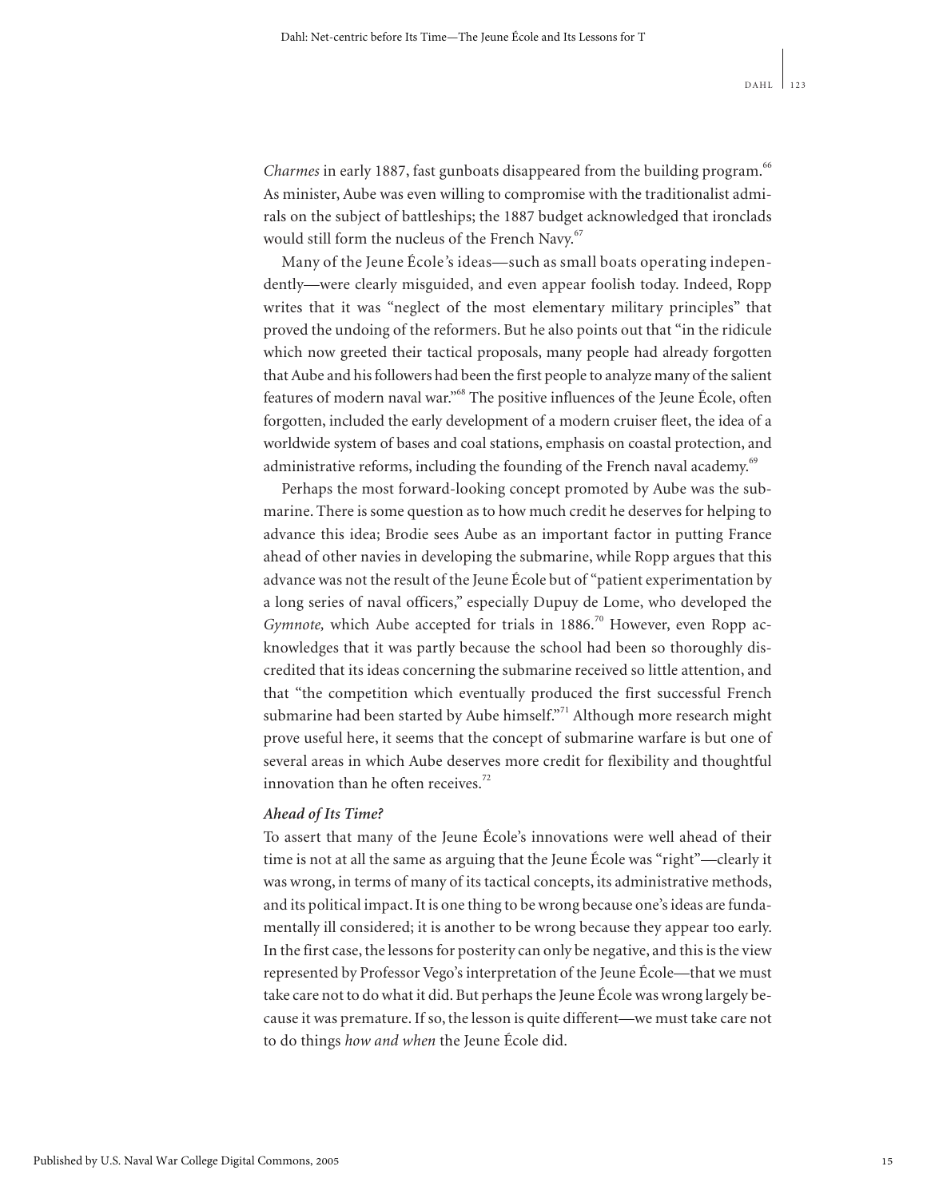*Charmes* in early 1887, fast gunboats disappeared from the building program.[66] As minister, Aube was even willing to compromise with the traditionalist admirals on the subject of battleships; the 1887 budget acknowledged that ironclads would still form the nucleus of the French Navy.[67]

Many of the Jeune École's ideas—such as small boats operating independently—were clearly misguided, and even appear foolish today. Indeed, Ropp writes that it was "neglect of the most elementary military principles" that proved the undoing of the reformers. But he also points out that "in the ridicule which now greeted their tactical proposals, many people had already forgotten that Aube and his followers had been the first people to analyze many of the salient features of modern naval war."[68] The positive influences of the Jeune École, often forgotten, included the early development of a modern cruiser fleet, the idea of a worldwide system of bases and coal stations, emphasis on coastal protection, and administrative reforms, including the founding of the French naval academy.[69]

Perhaps the most forward-looking concept promoted by Aube was the submarine. There is some question as to how much credit he deserves for helping to advance this idea; Brodie sees Aube as an important factor in putting France ahead of other navies in developing the submarine, while Ropp argues that this advance was not the result of the Jeune École but of "patient experimentation by a long series of naval officers," especially Dupuy de Lome, who developed the *Gymnote,* which Aube accepted for trials in 1886.[70] However, even Ropp acknowledges that it was partly because the school had been so thoroughly discredited that its ideas concerning the submarine received so little attention, and that "the competition which eventually produced the first successful French submarine had been started by Aube himself."[71] Although more research might prove useful here, it seems that the concept of submarine warfare is but one of several areas in which Aube deserves more credit for flexibility and thoughtful innovation than he often receives.[72]

### *Ahead of Its Time?*

To assert that many of the Jeune École's innovations were well ahead of their time is not at all the same as arguing that the Jeune École was "right"—clearly it was wrong, in terms of many of its tactical concepts, its administrative methods, and its political impact. It is one thing to be wrong because one's ideas are fundamentally ill considered; it is another to be wrong because they appear too early. In the first case, the lessons for posterity can only be negative, and this is the view represented by Professor Vego's interpretation of the Jeune École—that we must take care not to do what it did. But perhaps the Jeune École was wrong largely because it was premature. If so, the lesson is quite different—we must take care not to do things *how and when* the Jeune École did.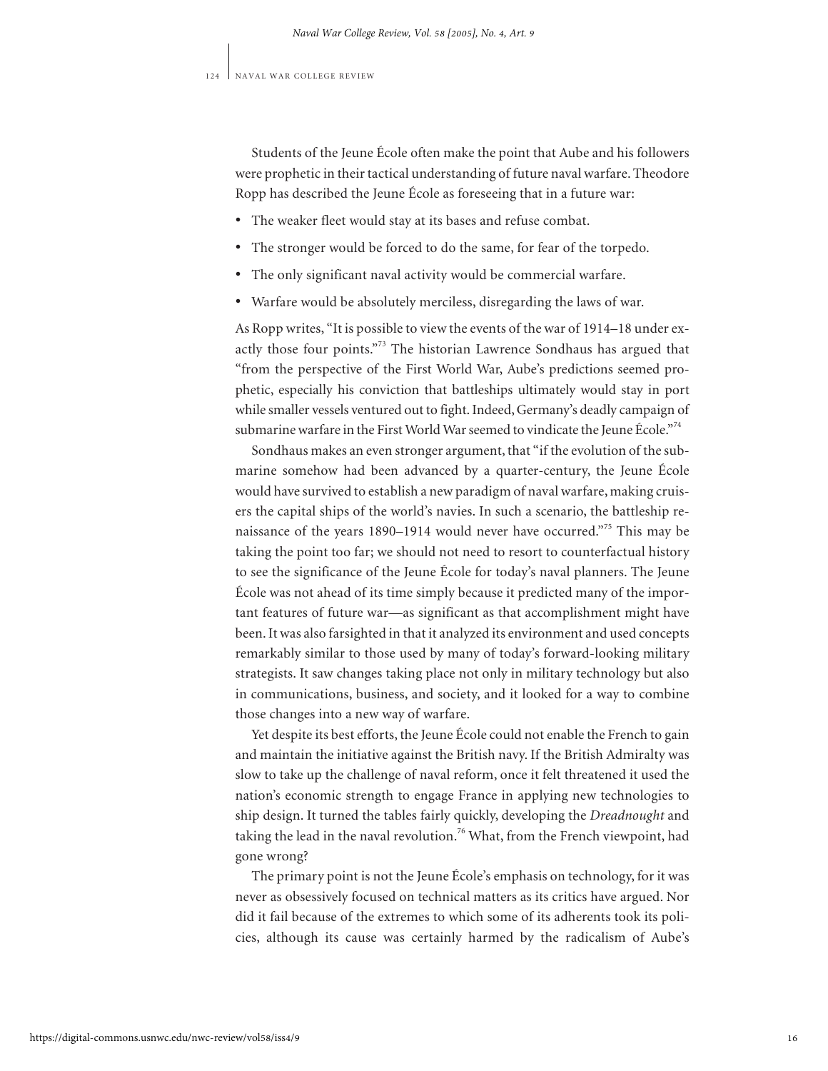Students of the Jeune École often make the point that Aube and his followers were prophetic in their tactical understanding of future naval warfare. Theodore Ropp has described the Jeune École as foreseeing that in a future war:

- The weaker fleet would stay at its bases and refuse combat.
- The stronger would be forced to do the same, for fear of the torpedo.
- The only significant naval activity would be commercial warfare.
- Warfare would be absolutely merciless, disregarding the laws of war.

As Ropp writes, "It is possible to view the events of the war of 1914–18 under exactly those four points."[73] The historian Lawrence Sondhaus has argued that "from the perspective of the First World War, Aube's predictions seemed prophetic, especially his conviction that battleships ultimately would stay in port while smaller vessels ventured out to fight. Indeed, Germany's deadly campaign of submarine warfare in the First World War seemed to vindicate the Jeune École."[74]

Sondhaus makes an even stronger argument, that "if the evolution of the submarine somehow had been advanced by a quarter-century, the Jeune École would have survived to establish a new paradigm of naval warfare, making cruisers the capital ships of the world's navies. In such a scenario, the battleship renaissance of the years 1890–1914 would never have occurred."[75] This may be taking the point too far; we should not need to resort to counterfactual history to see the significance of the Jeune École for today's naval planners. The Jeune École was not ahead of its time simply because it predicted many of the important features of future war—as significant as that accomplishment might have been. It was also farsighted in that it analyzed its environment and used concepts remarkably similar to those used by many of today's forward-looking military strategists. It saw changes taking place not only in military technology but also in communications, business, and society, and it looked for a way to combine those changes into a new way of warfare.

Yet despite its best efforts, the Jeune École could not enable the French to gain and maintain the initiative against the British navy. If the British Admiralty was slow to take up the challenge of naval reform, once it felt threatened it used the nation's economic strength to engage France in applying new technologies to ship design. It turned the tables fairly quickly, developing the *Dreadnought* and taking the lead in the naval revolution.[76] What, from the French viewpoint, had gone wrong?

The primary point is not the Jeune École's emphasis on technology, for it was never as obsessively focused on technical matters as its critics have argued. Nor did it fail because of the extremes to which some of its adherents took its policies, although its cause was certainly harmed by the radicalism of Aube's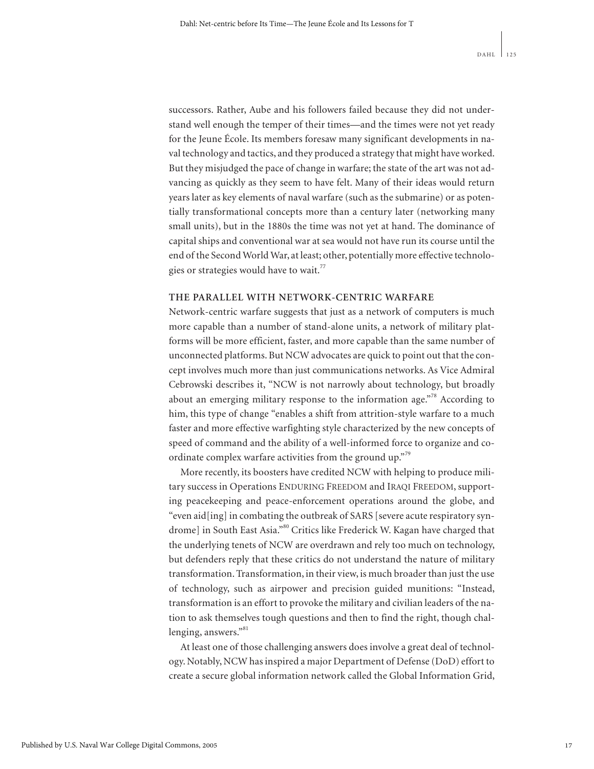successors. Rather, Aube and his followers failed because they did not understand well enough the temper of their times—and the times were not yet ready for the Jeune École. Its members foresaw many significant developments in naval technology and tactics, and they produced a strategy that might have worked. But they misjudged the pace of change in warfare; the state of the art was not advancing as quickly as they seem to have felt. Many of their ideas would return years later as key elements of naval warfare (such as the submarine) or as potentially transformational concepts more than a century later (networking many small units), but in the 1880s the time was not yet at hand. The dominance of capital ships and conventional war at sea would not have run its course until the end of the Second World War, at least; other, potentially more effective technologies or strategies would have to wait.[77]

## THE PARALLEL WITH NETWORK-CENTRIC WARFARE

Network-centric warfare suggests that just as a network of computers is much more capable than a number of stand-alone units, a network of military platforms will be more efficient, faster, and more capable than the same number of unconnected platforms. But NCW advocates are quick to point out that the concept involves much more than just communications networks. As Vice Admiral Cebrowski describes it, "NCW is not narrowly about technology, but broadly about an emerging military response to the information age."[78] According to him, this type of change "enables a shift from attrition-style warfare to a much faster and more effective warfighting style characterized by the new concepts of speed of command and the ability of a well-informed force to organize and coordinate complex warfare activities from the ground up."[79]

More recently, its boosters have credited NCW with helping to produce military success in Operations ENDURING FREEDOM and IRAQI FREEDOM, supporting peacekeeping and peace-enforcement operations around the globe, and "even aid[ing] in combating the outbreak of SARS [severe acute respiratory syndrome] in South East Asia."[80] Critics like Frederick W. Kagan have charged that the underlying tenets of NCW are overdrawn and rely too much on technology, but defenders reply that these critics do not understand the nature of military transformation. Transformation, in their view, is much broader than just the use of technology, such as airpower and precision guided munitions: "Instead, transformation is an effort to provoke the military and civilian leaders of the nation to ask themselves tough questions and then to find the right, though challenging, answers."[81]

At least one of those challenging answers does involve a great deal of technology. Notably, NCW has inspired a major Department of Defense (DoD) effort to create a secure global information network called the Global Information Grid,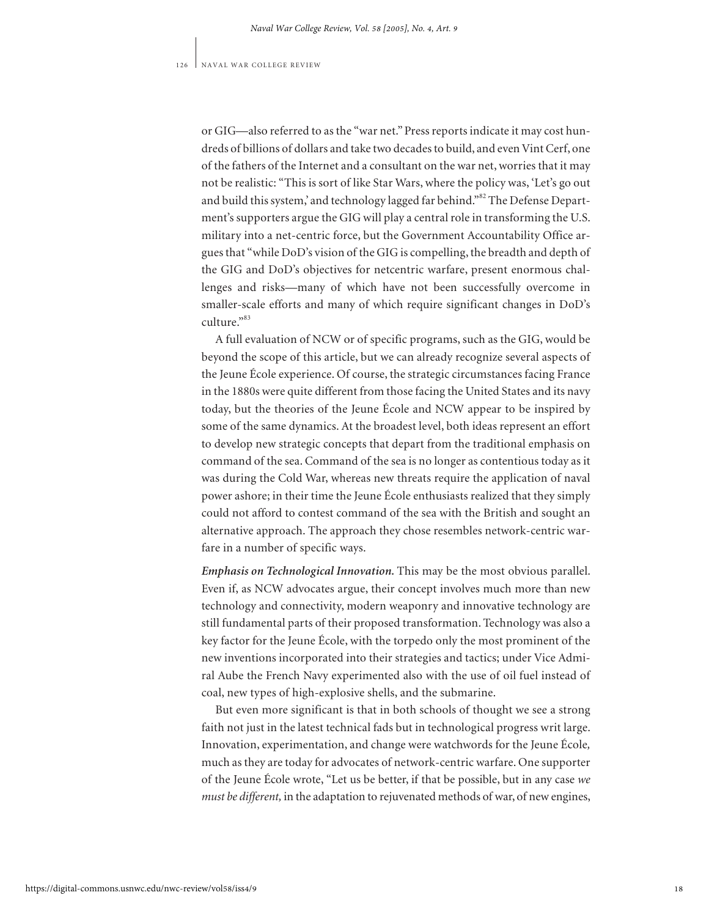or GIG—also referred to as the "war net." Press reports indicate it may cost hundreds of billions of dollars and take two decades to build, and even Vint Cerf, one of the fathers of the Internet and a consultant on the war net, worries that it may not be realistic: "This is sort of like Star Wars, where the policy was, 'Let's go out and build this system,' and technology lagged far behind."[82] The Defense Department's supporters argue the GIG will play a central role in transforming the U.S. military into a net-centric force, but the Government Accountability Office argues that "while DoD's vision of the GIG is compelling, the breadth and depth of the GIG and DoD's objectives for netcentric warfare, present enormous challenges and risks—many of which have not been successfully overcome in smaller-scale efforts and many of which require significant changes in DoD's culture."[83]

A full evaluation of NCW or of specific programs, such as the GIG, would be beyond the scope of this article, but we can already recognize several aspects of the Jeune École experience. Of course, the strategic circumstances facing France in the 1880s were quite different from those facing the United States and its navy today, but the theories of the Jeune École and NCW appear to be inspired by some of the same dynamics. At the broadest level, both ideas represent an effort to develop new strategic concepts that depart from the traditional emphasis on command of the sea. Command of the sea is no longer as contentious today as it was during the Cold War, whereas new threats require the application of naval power ashore; in their time the Jeune École enthusiasts realized that they simply could not afford to contest command of the sea with the British and sought an alternative approach. The approach they chose resembles network-centric warfare in a number of specific ways.

***Emphasis on Technological Innovation.*** This may be the most obvious parallel. Even if, as NCW advocates argue, their concept involves much more than new technology and connectivity, modern weaponry and innovative technology are still fundamental parts of their proposed transformation. Technology was also a key factor for the Jeune École, with the torpedo only the most prominent of the new inventions incorporated into their strategies and tactics; under Vice Admiral Aube the French Navy experimented also with the use of oil fuel instead of coal, new types of high-explosive shells, and the submarine.

But even more significant is that in both schools of thought we see a strong faith not just in the latest technical fads but in technological progress writ large. Innovation, experimentation, and change were watchwords for the Jeune École, much as they are today for advocates of network-centric warfare. One supporter of the Jeune École wrote, "Let us be better, if that be possible, but in any case *we must be different,* in the adaptation to rejuvenated methods of war, of new engines,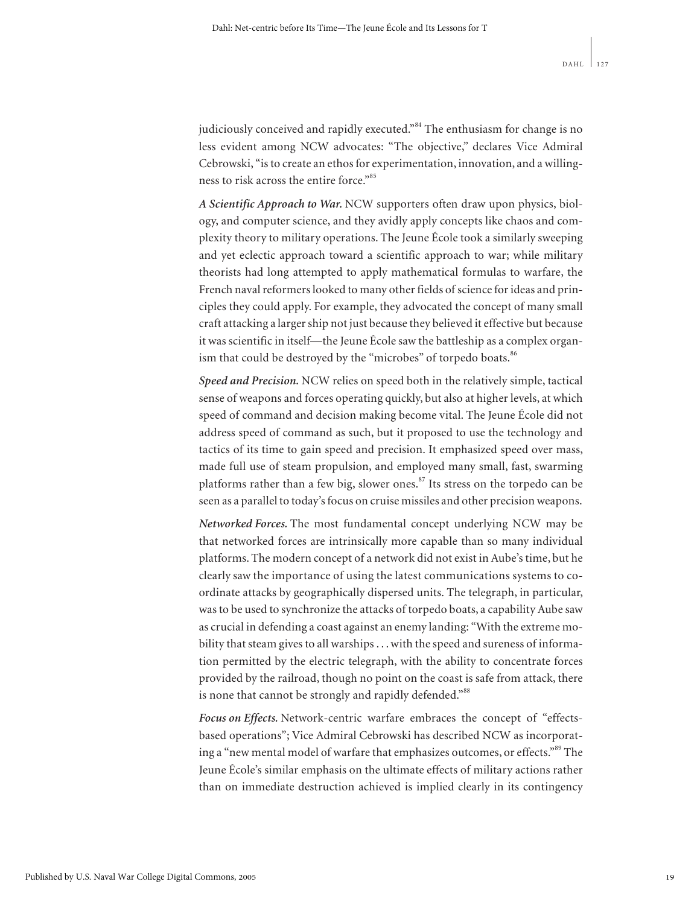judiciously conceived and rapidly executed."[84] The enthusiasm for change is no less evident among NCW advocates: "The objective," declares Vice Admiral Cebrowski, "is to create an ethos for experimentation, innovation, and a willingness to risk across the entire force."[85]

***A Scientific Approach to War.*** NCW supporters often draw upon physics, biology, and computer science, and they avidly apply concepts like chaos and complexity theory to military operations. The Jeune École took a similarly sweeping and yet eclectic approach toward a scientific approach to war; while military theorists had long attempted to apply mathematical formulas to warfare, the French naval reformers looked to many other fields of science for ideas and principles they could apply. For example, they advocated the concept of many small craft attacking a larger ship not just because they believed it effective but because it was scientific in itself—the Jeune École saw the battleship as a complex organism that could be destroyed by the "microbes" of torpedo boats.[86]

***Speed and Precision.*** NCW relies on speed both in the relatively simple, tactical sense of weapons and forces operating quickly, but also at higher levels, at which speed of command and decision making become vital. The Jeune École did not address speed of command as such, but it proposed to use the technology and tactics of its time to gain speed and precision. It emphasized speed over mass, made full use of steam propulsion, and employed many small, fast, swarming platforms rather than a few big, slower ones.[87] Its stress on the torpedo can be seen as a parallel to today's focus on cruise missiles and other precision weapons.

***Networked Forces.*** The most fundamental concept underlying NCW may be that networked forces are intrinsically more capable than so many individual platforms. The modern concept of a network did not exist in Aube's time, but he clearly saw the importance of using the latest communications systems to coordinate attacks by geographically dispersed units. The telegraph, in particular, was to be used to synchronize the attacks of torpedo boats, a capability Aube saw as crucial in defending a coast against an enemy landing: "With the extreme mobility that steam gives to all warships . . . with the speed and sureness of information permitted by the electric telegraph, with the ability to concentrate forces provided by the railroad, though no point on the coast is safe from attack, there is none that cannot be strongly and rapidly defended."[88]

***Focus on Effects.*** Network-centric warfare embraces the concept of "effects-based operations"; Vice Admiral Cebrowski has described NCW as incorporating a "new mental model of warfare that emphasizes outcomes, or effects."[89] The Jeune École's similar emphasis on the ultimate effects of military actions rather than on immediate destruction achieved is implied clearly in its contingency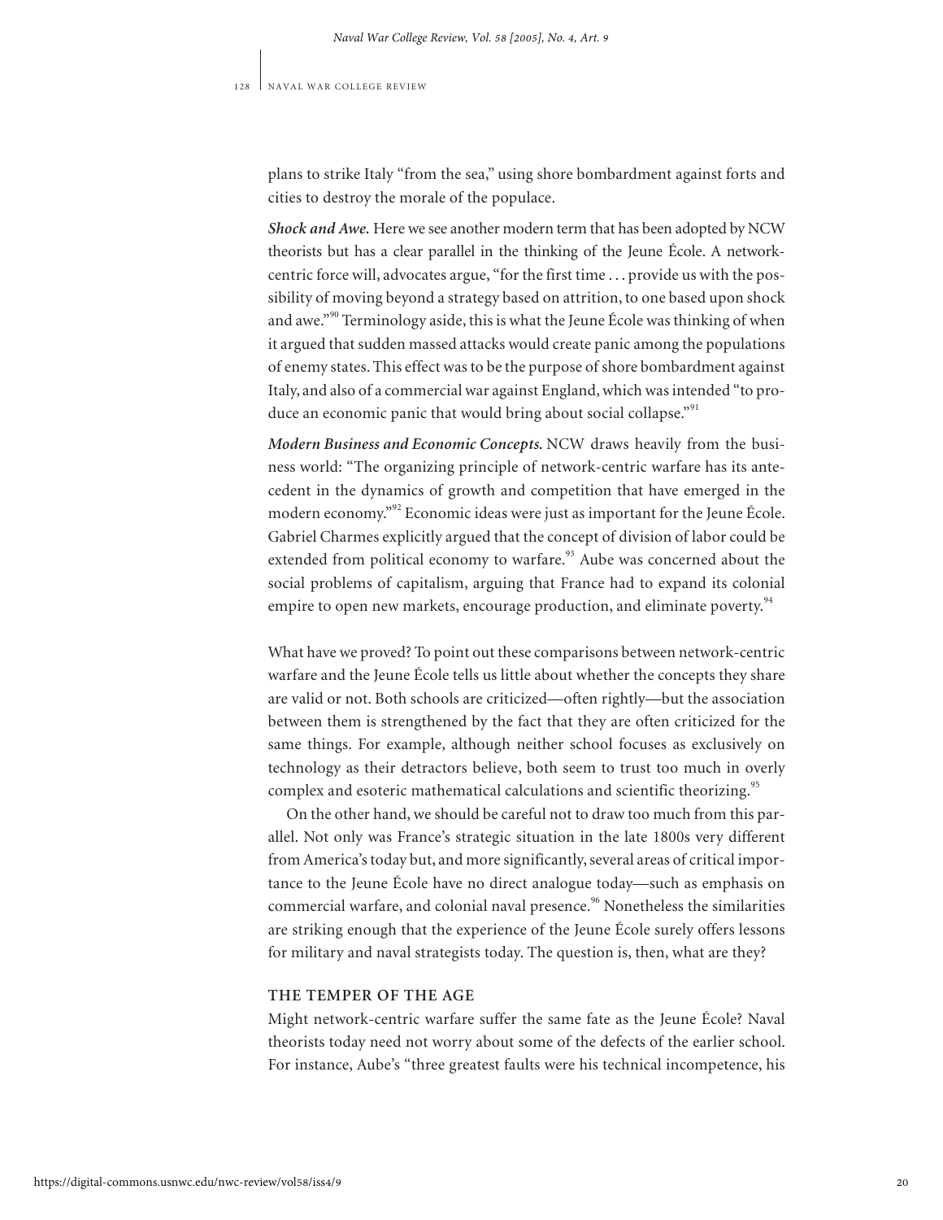plans to strike Italy "from the sea," using shore bombardment against forts and cities to destroy the morale of the populace.

***Shock and Awe.*** Here we see another modern term that has been adopted by NCW theorists but has a clear parallel in the thinking of the Jeune École. A network-centric force will, advocates argue, "for the first time . . . provide us with the possibility of moving beyond a strategy based on attrition, to one based upon shock and awe."[90] Terminology aside, this is what the Jeune École was thinking of when it argued that sudden massed attacks would create panic among the populations of enemy states. This effect was to be the purpose of shore bombardment against Italy, and also of a commercial war against England, which was intended "to produce an economic panic that would bring about social collapse."[91]

***Modern Business and Economic Concepts.*** NCW draws heavily from the business world: "The organizing principle of network-centric warfare has its antecedent in the dynamics of growth and competition that have emerged in the modern economy."[92] Economic ideas were just as important for the Jeune École. Gabriel Charmes explicitly argued that the concept of division of labor could be extended from political economy to warfare.[93] Aube was concerned about the social problems of capitalism, arguing that France had to expand its colonial empire to open new markets, encourage production, and eliminate poverty.[94]

What have we proved? To point out these comparisons between network-centric warfare and the Jeune École tells us little about whether the concepts they share are valid or not. Both schools are criticized—often rightly—but the association between them is strengthened by the fact that they are often criticized for the same things. For example, although neither school focuses as exclusively on technology as their detractors believe, both seem to trust too much in overly complex and esoteric mathematical calculations and scientific theorizing.[95]

On the other hand, we should be careful not to draw too much from this parallel. Not only was France's strategic situation in the late 1800s very different from America's today but, and more significantly, several areas of critical importance to the Jeune École have no direct analogue today—such as emphasis on commercial warfare, and colonial naval presence.[96] Nonetheless the similarities are striking enough that the experience of the Jeune École surely offers lessons for military and naval strategists today. The question is, then, what are they?

## THE TEMPER OF THE AGE

Might network-centric warfare suffer the same fate as the Jeune École? Naval theorists today need not worry about some of the defects of the earlier school. For instance, Aube's "three greatest faults were his technical incompetence, his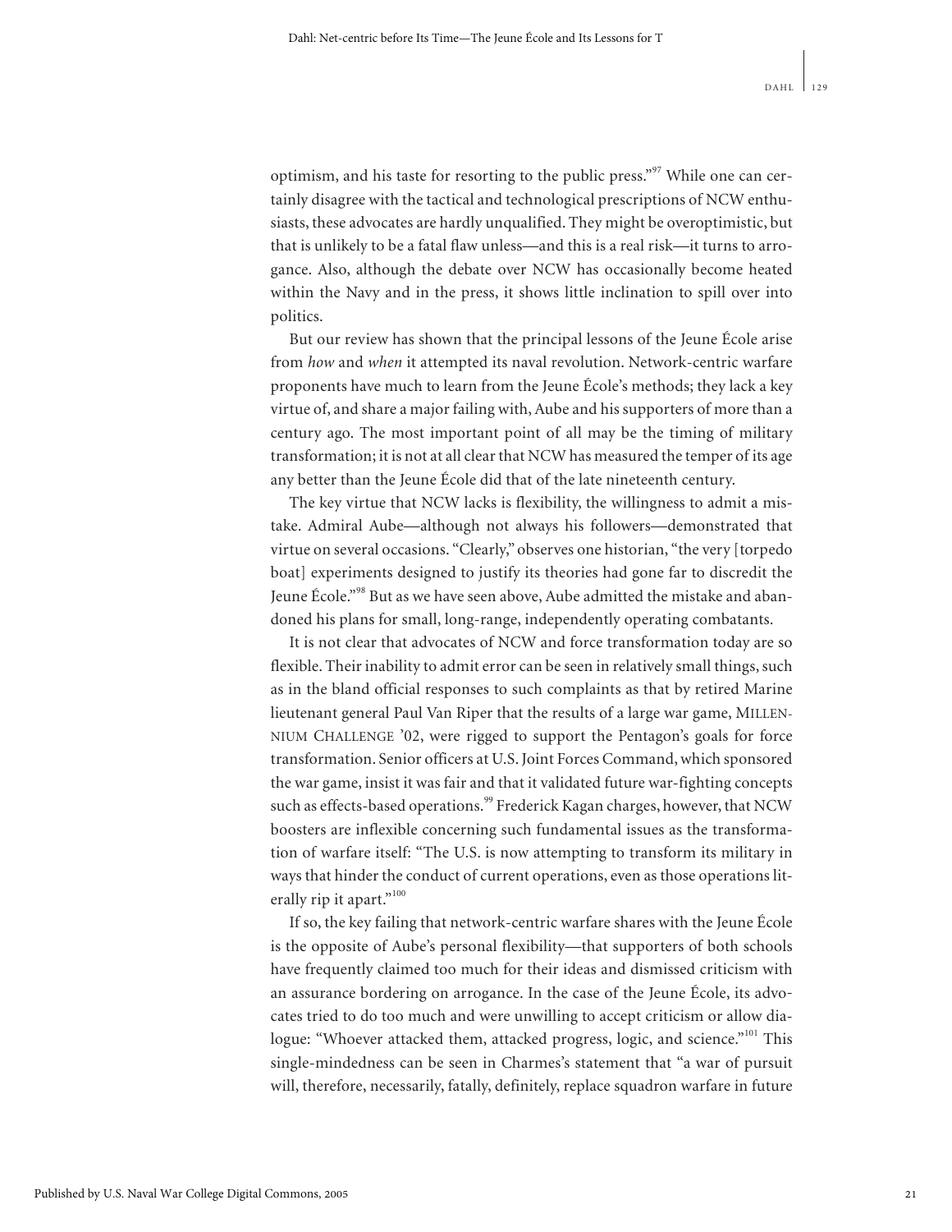optimism, and his taste for resorting to the public press."[97] While one can certainly disagree with the tactical and technological prescriptions of NCW enthusiasts, these advocates are hardly unqualified. They might be overoptimistic, but that is unlikely to be a fatal flaw unless—and this is a real risk—it turns to arrogance. Also, although the debate over NCW has occasionally become heated within the Navy and in the press, it shows little inclination to spill over into politics.

But our review has shown that the principal lessons of the Jeune École arise from *how* and *when* it attempted its naval revolution. Network-centric warfare proponents have much to learn from the Jeune École's methods; they lack a key virtue of, and share a major failing with, Aube and his supporters of more than a century ago. The most important point of all may be the timing of military transformation; it is not at all clear that NCW has measured the temper of its age any better than the Jeune École did that of the late nineteenth century.

The key virtue that NCW lacks is flexibility, the willingness to admit a mistake. Admiral Aube—although not always his followers—demonstrated that virtue on several occasions. "Clearly," observes one historian, "the very [torpedo boat] experiments designed to justify its theories had gone far to discredit the Jeune École."[98] But as we have seen above, Aube admitted the mistake and abandoned his plans for small, long-range, independently operating combatants.

It is not clear that advocates of NCW and force transformation today are so flexible. Their inability to admit error can be seen in relatively small things, such as in the bland official responses to such complaints as that by retired Marine lieutenant general Paul Van Riper that the results of a large war game, MILLENNIUM CHALLENGE '02, were rigged to support the Pentagon's goals for force transformation. Senior officers at U.S. Joint Forces Command, which sponsored the war game, insist it was fair and that it validated future war-fighting concepts such as effects-based operations.[99] Frederick Kagan charges, however, that NCW boosters are inflexible concerning such fundamental issues as the transformation of warfare itself: "The U.S. is now attempting to transform its military in ways that hinder the conduct of current operations, even as those operations literally rip it apart."[100]

If so, the key failing that network-centric warfare shares with the Jeune École is the opposite of Aube's personal flexibility—that supporters of both schools have frequently claimed too much for their ideas and dismissed criticism with an assurance bordering on arrogance. In the case of the Jeune École, its advocates tried to do too much and were unwilling to accept criticism or allow dialogue: "Whoever attacked them, attacked progress, logic, and science."[101] This single-mindedness can be seen in Charmes's statement that "a war of pursuit will, therefore, necessarily, fatally, definitely, replace squadron warfare in future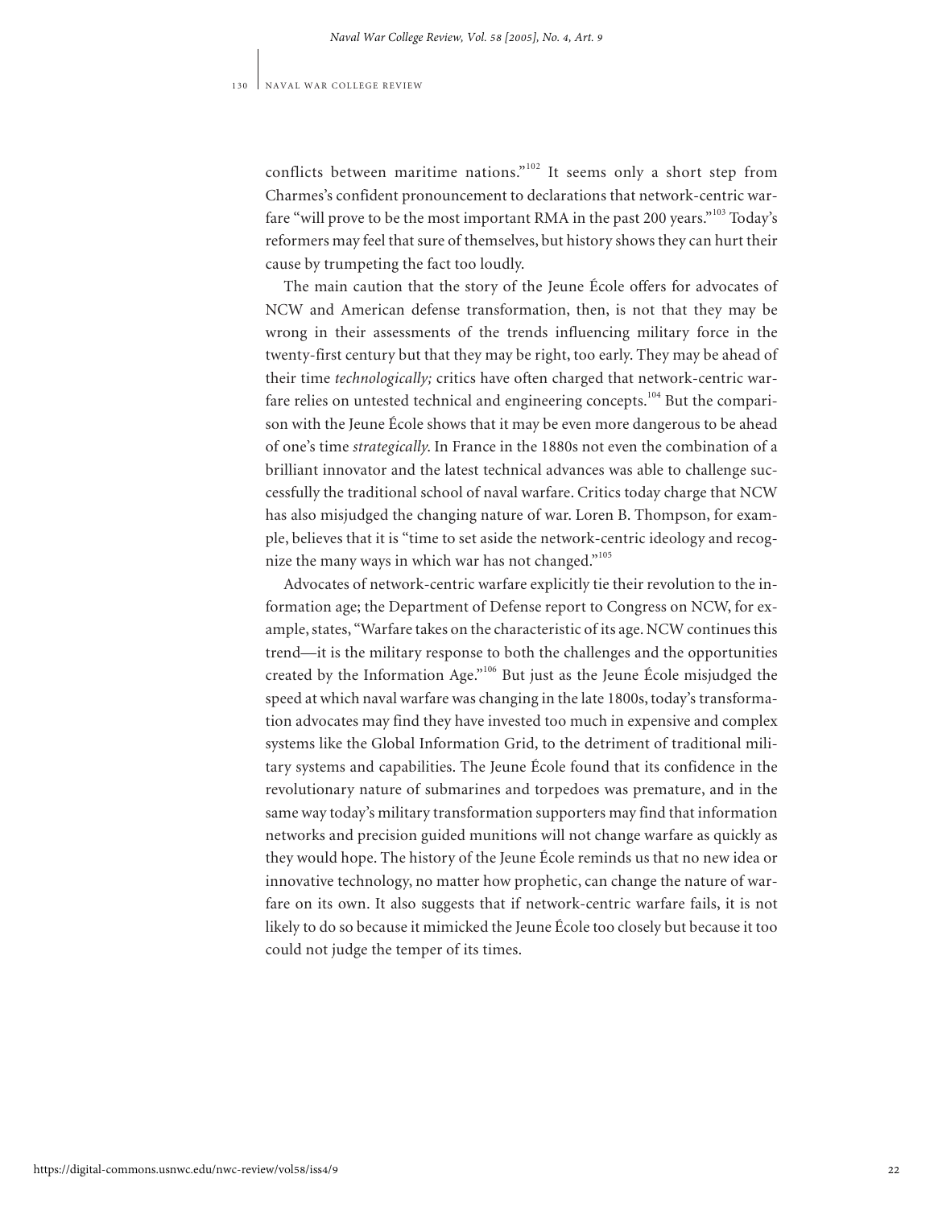conflicts between maritime nations."[102] It seems only a short step from Charmes's confident pronouncement to declarations that network-centric warfare "will prove to be the most important RMA in the past 200 years."[103] Today's reformers may feel that sure of themselves, but history shows they can hurt their cause by trumpeting the fact too loudly.

The main caution that the story of the Jeune École offers for advocates of NCW and American defense transformation, then, is not that they may be wrong in their assessments of the trends influencing military force in the twenty-first century but that they may be right, too early. They may be ahead of their time *technologically;* critics have often charged that network-centric warfare relies on untested technical and engineering concepts.[104] But the comparison with the Jeune École shows that it may be even more dangerous to be ahead of one's time *strategically*. In France in the 1880s not even the combination of a brilliant innovator and the latest technical advances was able to challenge successfully the traditional school of naval warfare. Critics today charge that NCW has also misjudged the changing nature of war. Loren B. Thompson, for example, believes that it is "time to set aside the network-centric ideology and recognize the many ways in which war has not changed."[105]

Advocates of network-centric warfare explicitly tie their revolution to the information age; the Department of Defense report to Congress on NCW, for example, states, "Warfare takes on the characteristic of its age. NCW continues this trend—it is the military response to both the challenges and the opportunities created by the Information Age."[106] But just as the Jeune École misjudged the speed at which naval warfare was changing in the late 1800s, today's transformation advocates may find they have invested too much in expensive and complex systems like the Global Information Grid, to the detriment of traditional military systems and capabilities. The Jeune École found that its confidence in the revolutionary nature of submarines and torpedoes was premature, and in the same way today's military transformation supporters may find that information networks and precision guided munitions will not change warfare as quickly as they would hope. The history of the Jeune École reminds us that no new idea or innovative technology, no matter how prophetic, can change the nature of warfare on its own. It also suggests that if network-centric warfare fails, it is not likely to do so because it mimicked the Jeune École too closely but because it too could not judge the temper of its times.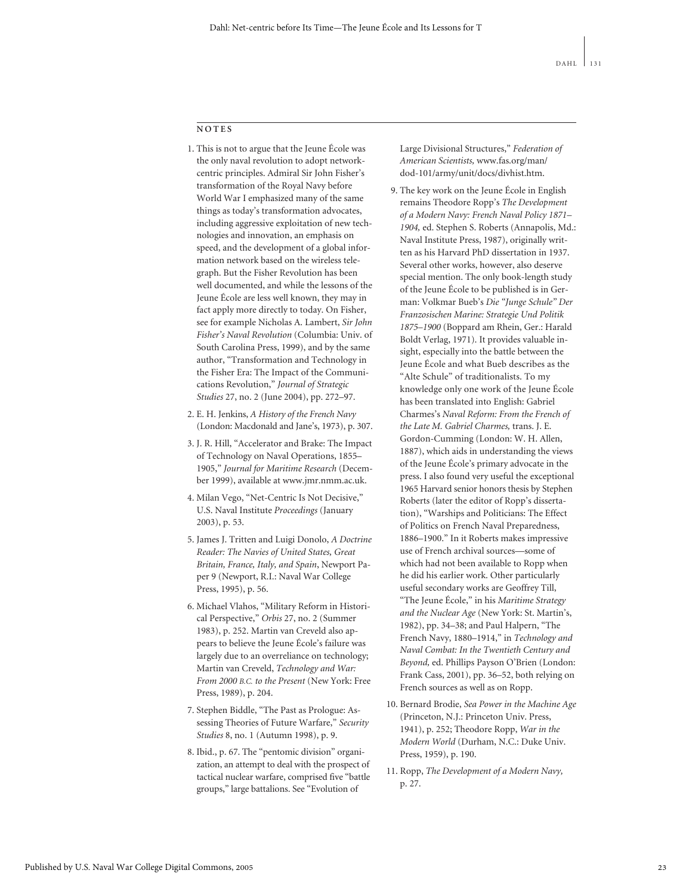## NOTES

1. This is not to argue that the Jeune École was the only naval revolution to adopt network-centric principles. Admiral Sir John Fisher's transformation of the Royal Navy before World War I emphasized many of the same things as today's transformation advocates, including aggressive exploitation of new technologies and innovation, an emphasis on speed, and the development of a global information network based on the wireless telegraph. But the Fisher Revolution has been well documented, and while the lessons of the Jeune École are less well known, they may in fact apply more directly to today. On Fisher, see for example Nicholas A. Lambert, *Sir John Fisher's Naval Revolution* (Columbia: Univ. of South Carolina Press, 1999), and by the same author, "Transformation and Technology in the Fisher Era: The Impact of the Communications Revolution," *Journal of Strategic Studies* 27, no. 2 (June 2004), pp. 272–97.

2. E. H. Jenkins, *A History of the French Navy* (London: Macdonald and Jane's, 1973), p. 307.

3. J. R. Hill, "Accelerator and Brake: The Impact of Technology on Naval Operations, 1855–1905," *Journal for Maritime Research* (December 1999), available at www.jmr.nmm.ac.uk.

4. Milan Vego, "Net-Centric Is Not Decisive," U.S. Naval Institute *Proceedings* (January 2003), p. 53.

5. James J. Tritten and Luigi Donolo, *A Doctrine Reader: The Navies of United States, Great Britain, France, Italy, and Spain*, Newport Paper 9 (Newport, R.I.: Naval War College Press, 1995), p. 56.

6. Michael Vlahos, "Military Reform in Historical Perspective," *Orbis* 27, no. 2 (Summer 1983), p. 252. Martin van Creveld also appears to believe the Jeune École's failure was largely due to an overreliance on technology; Martin van Creveld, *Technology and War: From 2000 B.C. to the Present* (New York: Free Press, 1989), p. 204.

7. Stephen Biddle, "The Past as Prologue: Assessing Theories of Future Warfare," *Security Studies* 8, no. 1 (Autumn 1998), p. 9.

8. Ibid., p. 67. The "pentomic division" organization, an attempt to deal with the prospect of tactical nuclear warfare, comprised five "battle groups," large battalions. See "Evolution of Large Divisional Structures," *Federation of American Scientists*, www.fas.org/man/dod-101/army/unit/docs/divhist.htm.

9. The key work on the Jeune École in English remains Theodore Ropp's *The Development of a Modern Navy: French Naval Policy 1871–1904*, ed. Stephen S. Roberts (Annapolis, Md.: Naval Institute Press, 1987), originally written as his Harvard PhD dissertation in 1937. Several other works, however, also deserve special mention. The only book-length study of the Jeune École to be published is in German: Volkmar Bueb's *Die "Junge Schule" Der Franzosischen Marine: Strategie Und Politik 1875–1900* (Boppard am Rhein, Ger.: Harald Boldt Verlag, 1971). It provides valuable insight, especially into the battle between the Jeune École and what Bueb describes as the "Alte Schule" of traditionalists. To my knowledge only one work of the Jeune École has been translated into English: Gabriel Charmes's *Naval Reform: From the French of the Late M. Gabriel Charmes*, trans. J. E. Gordon-Cumming (London: W. H. Allen, 1887), which aids in understanding the views of the Jeune École's primary advocate in the press. I also found very useful the exceptional 1965 Harvard senior honors thesis by Stephen Roberts (later the editor of Ropp's dissertation), "Warships and Politicians: The Effect of Politics on French Naval Preparedness, 1886–1900." In it Roberts makes impressive use of French archival sources—some of which had not been available to Ropp when he did his earlier work. Other particularly useful secondary works are Geoffrey Till, "The Jeune École," in his *Maritime Strategy and the Nuclear Age* (New York: St. Martin's, 1982), pp. 34–38; and Paul Halpern, "The French Navy, 1880–1914," in *Technology and Naval Combat: In the Twentieth Century and Beyond*, ed. Phillips Payson O'Brien (London: Frank Cass, 2001), pp. 36–52, both relying on French sources as well as on Ropp.

10. Bernard Brodie, *Sea Power in the Machine Age* (Princeton, N.J.: Princeton Univ. Press, 1941), p. 252; Theodore Ropp, *War in the Modern World* (Durham, N.C.: Duke Univ. Press, 1959), p. 190.

11. Ropp, *The Development of a Modern Navy*, p. 27.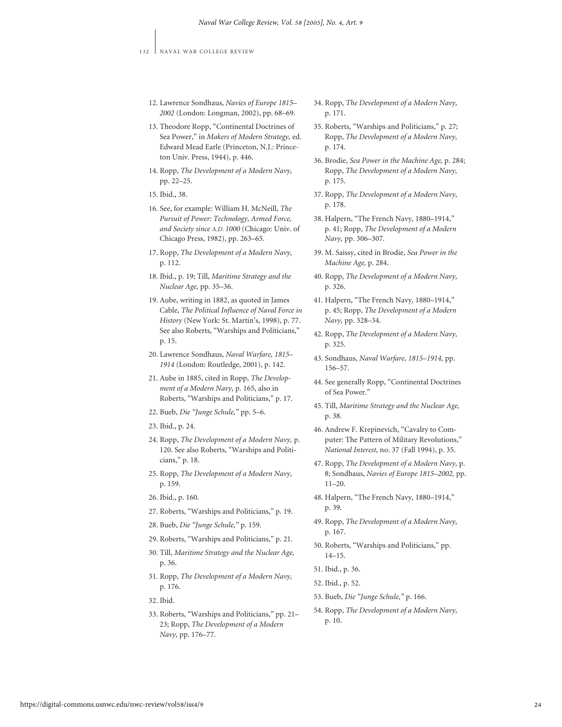12. Lawrence Sondhaus, *Navies of Europe 1815–2002* (London: Longman, 2002), pp. 68–69.

13. Theodore Ropp, "Continental Doctrines of Sea Power," in *Makers of Modern Strategy,* ed. Edward Mead Earle (Princeton, N.J.: Princeton Univ. Press, 1944), p. 446.

14. Ropp, *The Development of a Modern Navy,* pp. 22–25.

15. Ibid., 38.

16. See, for example: William H. McNeill, *The Pursuit of Power: Technology, Armed Force, and Society since A.D. 1000* (Chicago: Univ. of Chicago Press, 1982), pp. 263–65.

17. Ropp, *The Development of a Modern Navy,* p. 112.

18. Ibid., p. 19; Till, *Maritime Strategy and the Nuclear Age,* pp. 35–36.

19. Aube, writing in 1882, as quoted in James Cable, *The Political Influence of Naval Force in History* (New York: St. Martin's, 1998), p. 77. See also Roberts, "Warships and Politicians," p. 15.

20. Lawrence Sondhaus, *Naval Warfare, 1815–1914* (London: Routledge, 2001), p. 142.

21. Aube in 1885, cited in Ropp, *The Development of a Modern Navy,* p. 165, also in Roberts, "Warships and Politicians," p. 17.

22. Bueb, *Die "Junge Schule,"* pp. 5–6.

23. Ibid., p. 24.

24. Ropp, *The Development of a Modern Navy,* p. 120. See also Roberts, "Warships and Politicians," p. 18.

25. Ropp, *The Development of a Modern Navy,* p. 159.

26. Ibid., p. 160.

27. Roberts, "Warships and Politicians," p. 19.

28. Bueb, *Die "Junge Schule,"* p. 159.

29. Roberts, "Warships and Politicians," p. 21.

30. Till, *Maritime Strategy and the Nuclear Age,* p. 36.

31. Ropp, *The Development of a Modern Navy,* p. 176.

32. Ibid.

33. Roberts, "Warships and Politicians," pp. 21–23; Ropp, *The Development of a Modern Navy,* pp. 176–77.

34. Ropp, *The Development of a Modern Navy,* p. 171.

35. Roberts, "Warships and Politicians," p. 27; Ropp, *The Development of a Modern Navy,* p. 174.

36. Brodie, *Sea Power in the Machine Age,* p. 284; Ropp, *The Development of a Modern Navy,* p. 175.

37. Ropp, *The Development of a Modern Navy,* p. 178.

38. Halpern, "The French Navy, 1880–1914," p. 41; Ropp, *The Development of a Modern Navy,* pp. 306–307.

39. M. Saissy, cited in Brodie, *Sea Power in the Machine Age,* p. 284.

40. Ropp, *The Development of a Modern Navy,* p. 326.

41. Halpern, "The French Navy, 1880–1914," p. 45; Ropp, *The Development of a Modern Navy,* pp. 328–34.

42. Ropp, *The Development of a Modern Navy,* p. 325.

43. Sondhaus, *Naval Warfare, 1815–1914,* pp. 156–57.

44. See generally Ropp, "Continental Doctrines of Sea Power."

45. Till, *Maritime Strategy and the Nuclear Age,* p. 38.

46. Andrew F. Krepinevich, "Cavalry to Computer: The Pattern of Military Revolutions," *National Interest,* no. 37 (Fall 1994), p. 35.

47. Ropp, *The Development of a Modern Navy,* p. 8; Sondhaus, *Navies of Europe 1815–2002,* pp. 11–20.

48. Halpern, "The French Navy, 1880–1914," p. 39.

49. Ropp, *The Development of a Modern Navy,* p. 167.

50. Roberts, "Warships and Politicians," pp. 14–15.

51. Ibid., p. 36.

52. Ibid., p. 52.

53. Bueb, *Die "Junge Schule,"* p. 166.

54. Ropp, *The Development of a Modern Navy,* p. 10.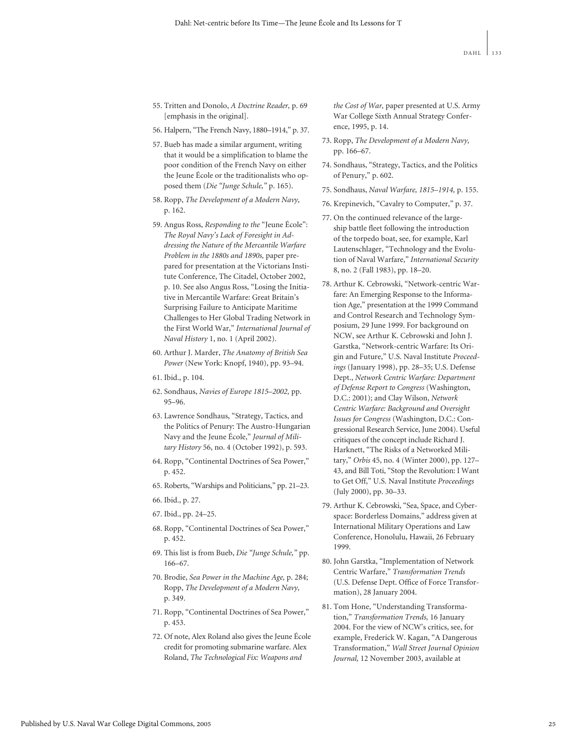55. Tritten and Donolo, *A Doctrine Reader,* p. 69 [emphasis in the original].

56. Halpern, "The French Navy, 1880–1914," p. 37.

57. Bueb has made a similar argument, writing that it would be a simplification to blame the poor condition of the French Navy on either the Jeune École or the traditionalists who opposed them (*Die "Junge Schule,"* p. 165).

58. Ropp, *The Development of a Modern Navy,* p. 162.

59. Angus Ross, *Responding to the* "Jeune École": *The Royal Navy's Lack of Foresight in Addressing the Nature of the Mercantile Warfare Problem in the 1880s and 1890s,* paper prepared for presentation at the Victorians Institute Conference, The Citadel, October 2002, p. 10. See also Angus Ross, "Losing the Initiative in Mercantile Warfare: Great Britain's Surprising Failure to Anticipate Maritime Challenges to Her Global Trading Network in the First World War," *International Journal of Naval History* 1, no. 1 (April 2002).

60. Arthur J. Marder, *The Anatomy of British Sea Power* (New York: Knopf, 1940), pp. 93–94.

61. Ibid., p. 104.

62. Sondhaus, *Navies of Europe 1815–2002,* pp. 95–96.

63. Lawrence Sondhaus, "Strategy, Tactics, and the Politics of Penury: The Austro-Hungarian Navy and the Jeune École," *Journal of Military History* 56, no. 4 (October 1992), p. 593.

64. Ropp, "Continental Doctrines of Sea Power," p. 452.

65. Roberts, "Warships and Politicians," pp. 21–23.

66. Ibid., p. 27.

67. Ibid., pp. 24–25.

68. Ropp, "Continental Doctrines of Sea Power," p. 452.

69. This list is from Bueb, *Die "Junge Schule,"* pp. 166–67.

70. Brodie, *Sea Power in the Machine Age,* p. 284; Ropp, *The Development of a Modern Navy,* p. 349.

71. Ropp, "Continental Doctrines of Sea Power," p. 453.

72. Of note, Alex Roland also gives the Jeune École credit for promoting submarine warfare. Alex Roland, *The Technological Fix: Weapons and the Cost of War,* paper presented at U.S. Army War College Sixth Annual Strategy Conference, 1995, p. 14.

73. Ropp, *The Development of a Modern Navy,* pp. 166–67.

74. Sondhaus, "Strategy, Tactics, and the Politics of Penury," p. 602.

75. Sondhaus, *Naval Warfare, 1815–1914,* p. 155.

76. Krepinevich, "Cavalry to Computer," p. 37.

77. On the continued relevance of the large-ship battle fleet following the introduction of the torpedo boat, see, for example, Karl Lautenschlager, "Technology and the Evolution of Naval Warfare," *International Security* 8, no. 2 (Fall 1983), pp. 18–20.

78. Arthur K. Cebrowski, "Network-centric Warfare: An Emerging Response to the Information Age," presentation at the 1999 Command and Control Research and Technology Symposium, 29 June 1999. For background on NCW, see Arthur K. Cebrowski and John J. Garstka, "Network-centric Warfare: Its Origin and Future," U.S. Naval Institute *Proceedings* (January 1998), pp. 28–35; U.S. Defense Dept., *Network Centric Warfare: Department of Defense Report to Congress* (Washington, D.C.: 2001); and Clay Wilson, *Network Centric Warfare: Background and Oversight Issues for Congress* (Washington, D.C.: Congressional Research Service, June 2004). Useful critiques of the concept include Richard J. Harknett, "The Risks of a Networked Military," *Orbis* 45, no. 4 (Winter 2000), pp. 127–43, and Bill Toti, "Stop the Revolution: I Want to Get Off," U.S. Naval Institute *Proceedings* (July 2000), pp. 30–33.

79. Arthur K. Cebrowski, "Sea, Space, and Cyberspace: Borderless Domains," address given at International Military Operations and Law Conference, Honolulu, Hawaii, 26 February 1999.

80. John Garstka, "Implementation of Network Centric Warfare," *Transformation Trends* (U.S. Defense Dept. Office of Force Transformation), 28 January 2004.

81. Tom Hone, "Understanding Transformation," *Transformation Trends,* 16 January 2004. For the view of NCW's critics, see, for example, Frederick W. Kagan, "A Dangerous Transformation," *Wall Street Journal Opinion Journal,* 12 November 2003, available at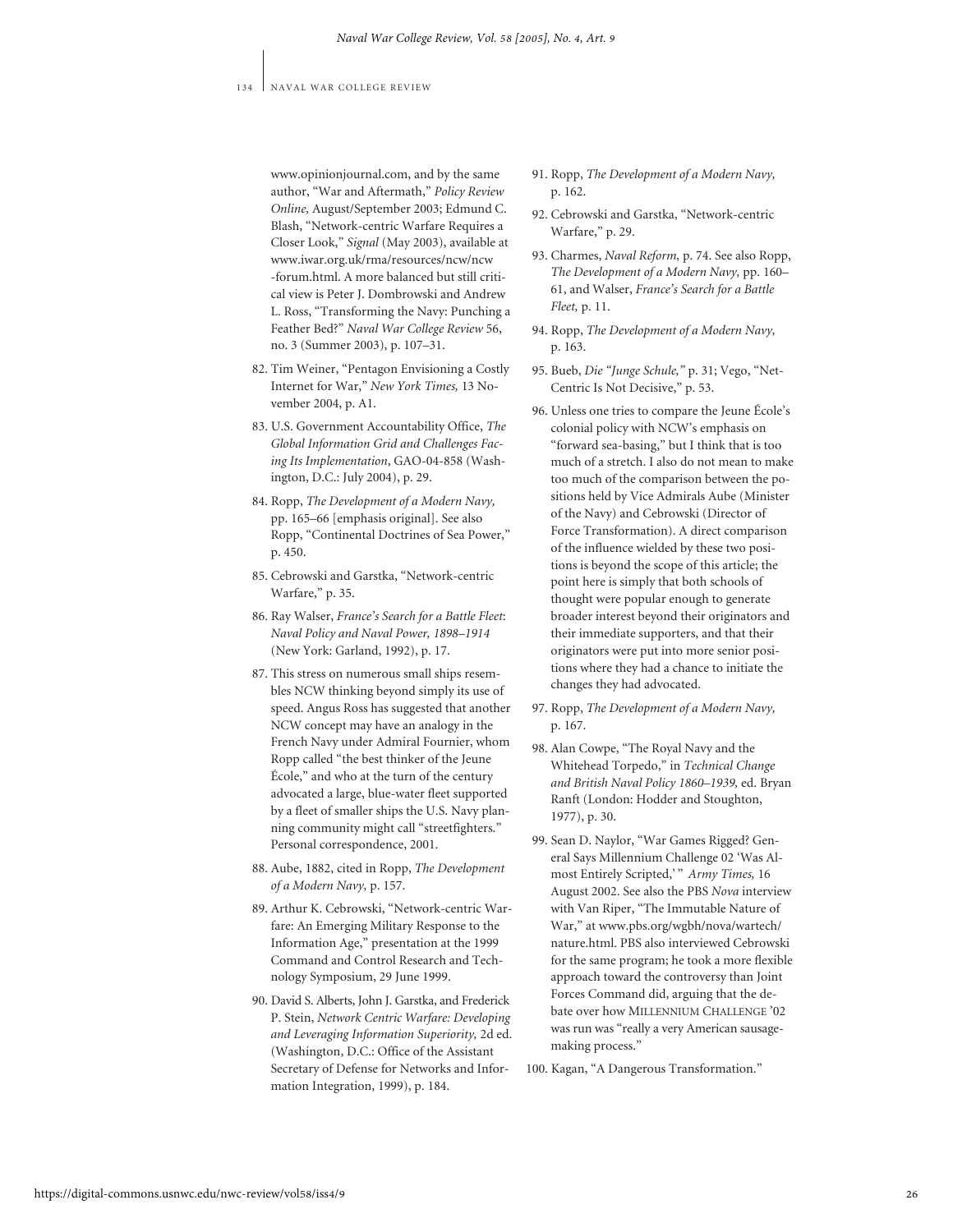www.opinionjournal.com, and by the same author, "War and Aftermath," *Policy Review Online,* August/September 2003; Edmund C. Blash, "Network-centric Warfare Requires a Closer Look," *Signal* (May 2003), available at www.iwar.org.uk/rma/resources/ncw/ncw-forum.html. A more balanced but still critical view is Peter J. Dombrowski and Andrew L. Ross, "Transforming the Navy: Punching a Feather Bed?" *Naval War College Review* 56, no. 3 (Summer 2003), p. 107–31.

82. Tim Weiner, "Pentagon Envisioning a Costly Internet for War," *New York Times,* 13 November 2004, p. A1.

83. U.S. Government Accountability Office, *The Global Information Grid and Challenges Facing Its Implementation*, GAO-04-858 (Washington, D.C.: July 2004), p. 29.

84. Ropp, *The Development of a Modern Navy,* pp. 165–66 [emphasis original]. See also Ropp, "Continental Doctrines of Sea Power," p. 450.

85. Cebrowski and Garstka, "Network-centric Warfare," p. 35.

86. Ray Walser, *France's Search for a Battle Fleet*: *Naval Policy and Naval Power, 1898–1914* (New York: Garland, 1992), p. 17.

87. This stress on numerous small ships resembles NCW thinking beyond simply its use of speed. Angus Ross has suggested that another NCW concept may have an analogy in the French Navy under Admiral Fournier, whom Ropp called "the best thinker of the Jeune École," and who at the turn of the century advocated a large, blue-water fleet supported by a fleet of smaller ships the U.S. Navy planning community might call "streetfighters." Personal correspondence, 2001.

88. Aube, 1882, cited in Ropp, *The Development of a Modern Navy,* p. 157.

89. Arthur K. Cebrowski, "Network-centric Warfare: An Emerging Military Response to the Information Age," presentation at the 1999 Command and Control Research and Technology Symposium, 29 June 1999.

90. David S. Alberts, John J. Garstka, and Frederick P. Stein, *Network Centric Warfare: Developing and Leveraging Information Superiority,* 2d ed. (Washington, D.C.: Office of the Assistant Secretary of Defense for Networks and Information Integration, 1999), p. 184.

91. Ropp, *The Development of a Modern Navy,* p. 162.

92. Cebrowski and Garstka, "Network-centric Warfare," p. 29.

93. Charmes, *Naval Reform,* p. 74. See also Ropp, *The Development of a Modern Navy,* pp. 160–61, and Walser, *France's Search for a Battle Fleet,* p. 11.

94. Ropp, *The Development of a Modern Navy,* p. 163.

95. Bueb, *Die "Junge Schule,"* p. 31; Vego, "Net-Centric Is Not Decisive," p. 53.

96. Unless one tries to compare the Jeune École's colonial policy with NCW's emphasis on "forward sea-basing," but I think that is too much of a stretch. I also do not mean to make too much of the comparison between the positions held by Vice Admirals Aube (Minister of the Navy) and Cebrowski (Director of Force Transformation). A direct comparison of the influence wielded by these two positions is beyond the scope of this article; the point here is simply that both schools of thought were popular enough to generate broader interest beyond their originators and their immediate supporters, and that their originators were put into more senior positions where they had a chance to initiate the changes they had advocated.

97. Ropp, *The Development of a Modern Navy,* p. 167.

98. Alan Cowpe, "The Royal Navy and the Whitehead Torpedo," in *Technical Change and British Naval Policy 1860–1939,* ed. Bryan Ranft (London: Hodder and Stoughton, 1977), p. 30.

99. Sean D. Naylor, "War Games Rigged? General Says Millennium Challenge 02 'Was Almost Entirely Scripted,'" *Army Times,* 16 August 2002. See also the PBS *Nova* interview with Van Riper, "The Immutable Nature of War," at www.pbs.org/wgbh/nova/wartech/nature.html. PBS also interviewed Cebrowski for the same program; he took a more flexible approach toward the controversy than Joint Forces Command did, arguing that the debate over how MILLENNIUM CHALLENGE '02 was run was "really a very American sausage-making process."

100. Kagan, "A Dangerous Transformation."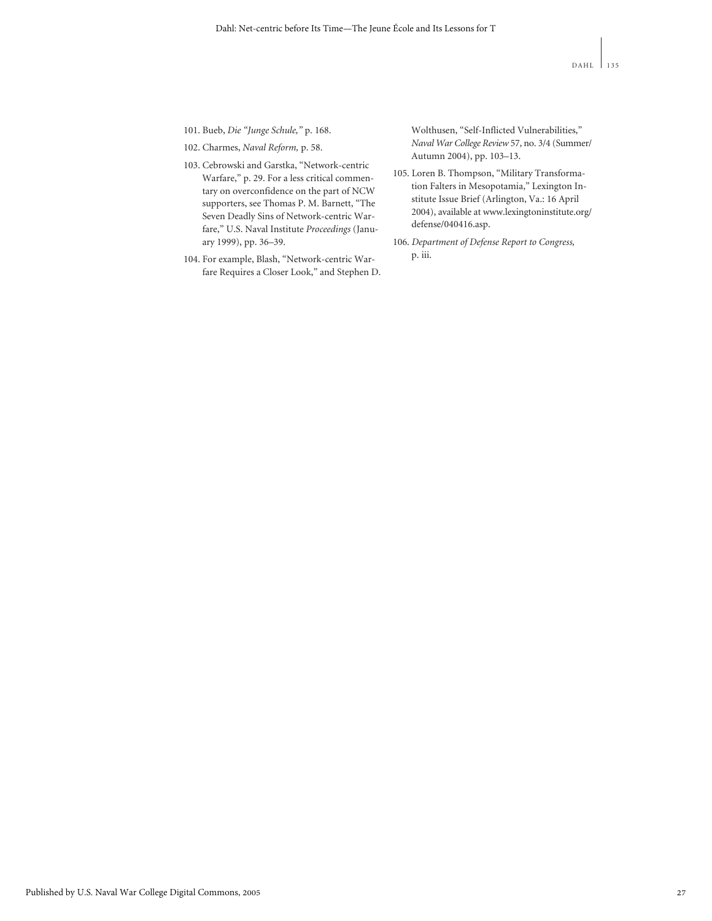101. Bueb, *Die "Junge Schule,"* p. 168.
102. Charmes, *Naval Reform,* p. 58.
103. Cebrowski and Garstka, "Network-centric Warfare," p. 29. For a less critical commentary on overconfidence on the part of NCW supporters, see Thomas P. M. Barnett, "The Seven Deadly Sins of Network-centric Warfare," U.S. Naval Institute *Proceedings* (January 1999), pp. 36–39.
104. For example, Blash, "Network-centric Warfare Requires a Closer Look," and Stephen D. Wolthusen, "Self-Inflicted Vulnerabilities," *Naval War College Review* 57, no. 3/4 (Summer/Autumn 2004), pp. 103–13.
105. Loren B. Thompson, "Military Transformation Falters in Mesopotamia," Lexington Institute Issue Brief (Arlington, Va.: 16 April 2004), available at www.lexingtoninstitute.org/defense/040416.asp.
106. *Department of Defense Report to Congress,* p. iii.